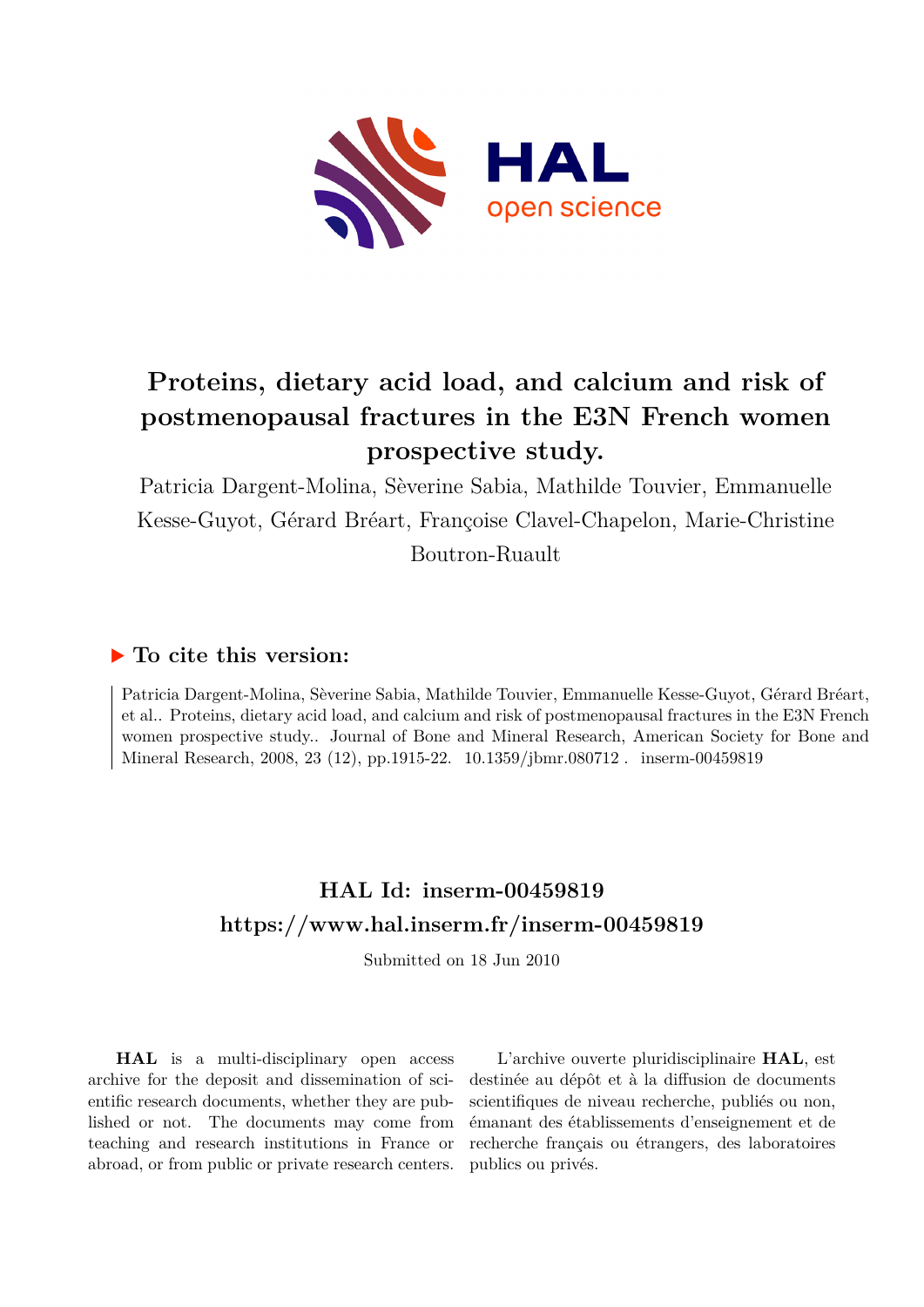# Proteins, dietary acid load, and calcium and risk of postmenopausal fractures in the E3N French women prospective study.

Patricia Dargent-Molina, Sèverine Sabia, Mathilde Touvier, Emmanuelle Kesse-Guyot, Gérard Bréart, Françoise Clavel-Chapelon, Marie-Christine Boutron-Ruault

## To cite this version:

Patricia Dargent-Molina, Sèverine Sabia, Mathilde Touvier, Emmanuelle Kesse-Guyot, Gérard Bréart, et al.. Proteins, dietary acid load, and calcium and risk of postmenopausal fractures in the E3N French women prospective study.. Journal of Bone and Mineral Research, American Society for Bone and Mineral Research, 2008, 23 (12), pp.1915-22. 10.1359/jbmr.080712 . inserm-00459819

## HAL Id: inserm-00459819
## https://www.hal.inserm.fr/inserm-00459819

Submitted on 18 Jun 2010

**HAL** is a multi-disciplinary open access archive for the deposit and dissemination of scientific research documents, whether they are published or not. The documents may come from teaching and research institutions in France or abroad, or from public or private research centers.

L'archive ouverte pluridisciplinaire **HAL**, est destinée au dépôt et à la diffusion de documents scientifiques de niveau recherche, publiés ou non, émanant des établissements d'enseignement et de recherche français ou étrangers, des laboratoires publics ou privés.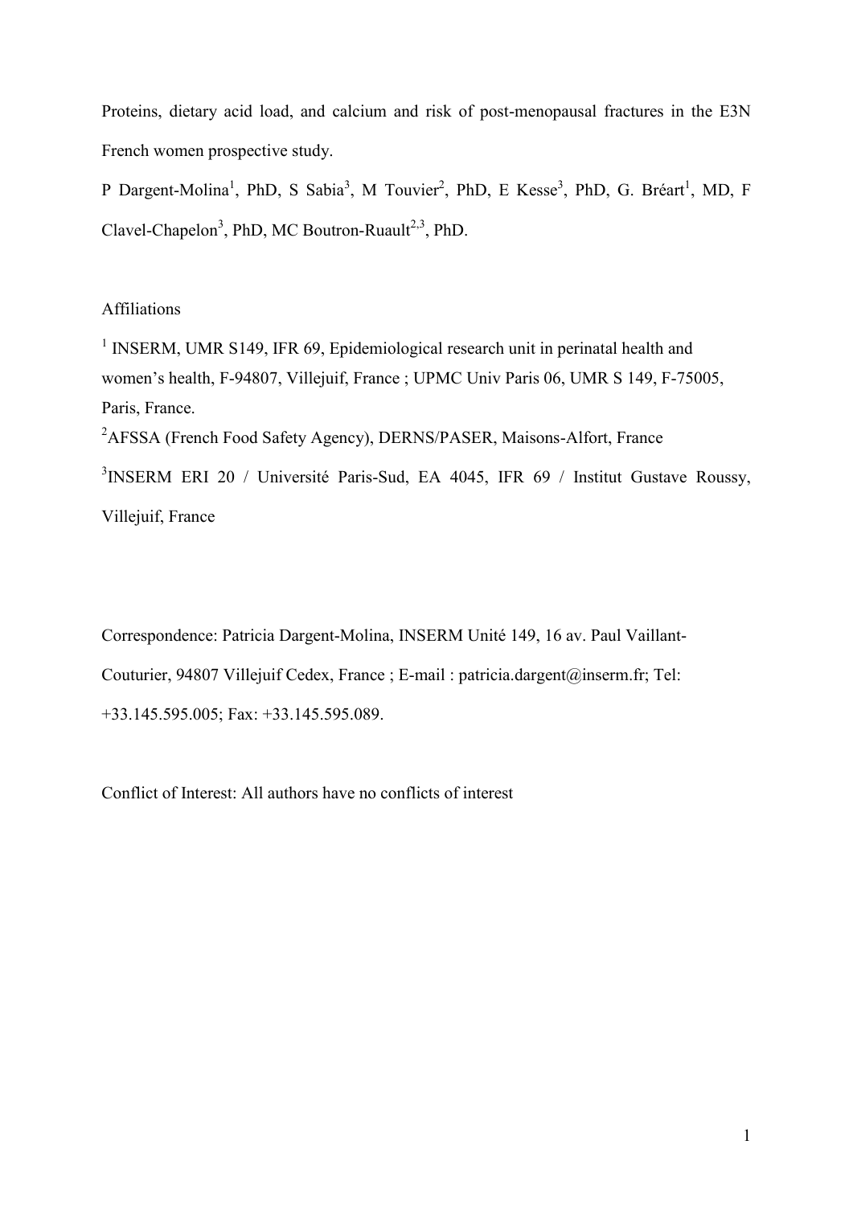Proteins, dietary acid load, and calcium and risk of post-menopausal fractures in the E3N French women prospective study.

P Dargent-Molina[1], PhD, S Sabia[3], M Touvier[2], PhD, E Kesse[3], PhD, G. Bréart[1], MD, F Clavel-Chapelon[3], PhD, MC Boutron-Ruault[2,3], PhD.

Affiliations

[1] INSERM, UMR S149, IFR 69, Epidemiological research unit in perinatal health and women's health, F-94807, Villejuif, France ; UPMC Univ Paris 06, UMR S 149, F-75005, Paris, France.

[2]AFSSA (French Food Safety Agency), DERNS/PASER, Maisons-Alfort, France

[3]INSERM ERI 20 / Université Paris-Sud, EA 4045, IFR 69 / Institut Gustave Roussy, Villejuif, France

Correspondence: Patricia Dargent-Molina, INSERM Unité 149, 16 av. Paul Vaillant-Couturier, 94807 Villejuif Cedex, France ; E-mail : patricia.dargent@inserm.fr; Tel: +33.145.595.005; Fax: +33.145.595.089.

Conflict of Interest: All authors have no conflicts of interest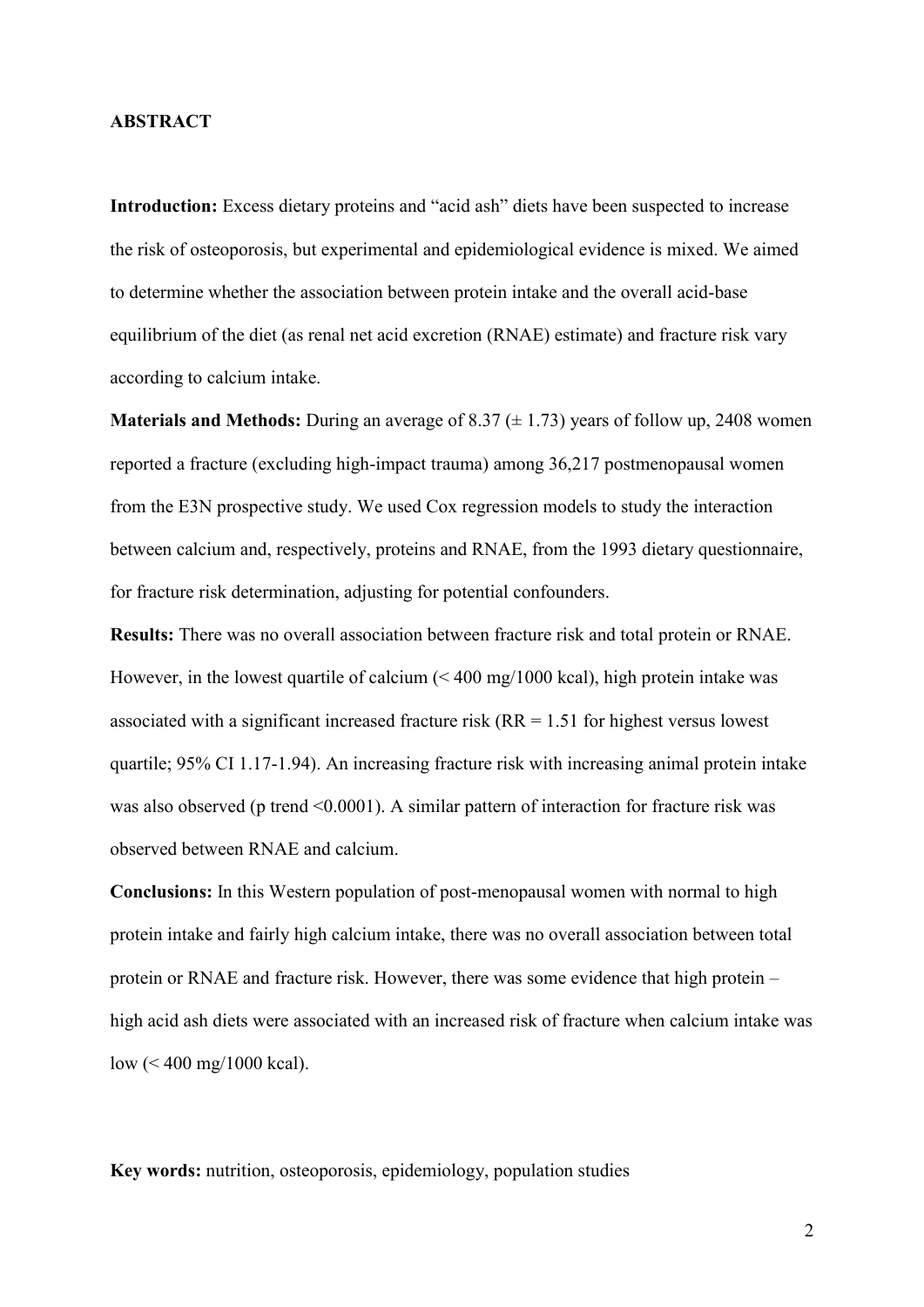## ABSTRACT

**Introduction:** Excess dietary proteins and "acid ash" diets have been suspected to increase the risk of osteoporosis, but experimental and epidemiological evidence is mixed. We aimed to determine whether the association between protein intake and the overall acid-base equilibrium of the diet (as renal net acid excretion (RNAE) estimate) and fracture risk vary according to calcium intake.

**Materials and Methods:** During an average of 8.37 ($\pm$ 1.73) years of follow up, 2408 women reported a fracture (excluding high-impact trauma) among 36,217 postmenopausal women from the E3N prospective study. We used Cox regression models to study the interaction between calcium and, respectively, proteins and RNAE, from the 1993 dietary questionnaire, for fracture risk determination, adjusting for potential confounders.

**Results:** There was no overall association between fracture risk and total protein or RNAE. However, in the lowest quartile of calcium (< 400 mg/1000 kcal), high protein intake was associated with a significant increased fracture risk (RR = 1.51 for highest versus lowest quartile; 95% CI 1.17-1.94). An increasing fracture risk with increasing animal protein intake was also observed (p trend <0.0001). A similar pattern of interaction for fracture risk was observed between RNAE and calcium.

**Conclusions:** In this Western population of post-menopausal women with normal to high protein intake and fairly high calcium intake, there was no overall association between total protein or RNAE and fracture risk. However, there was some evidence that high protein – high acid ash diets were associated with an increased risk of fracture when calcium intake was low (< 400 mg/1000 kcal).

**Key words:** nutrition, osteoporosis, epidemiology, population studies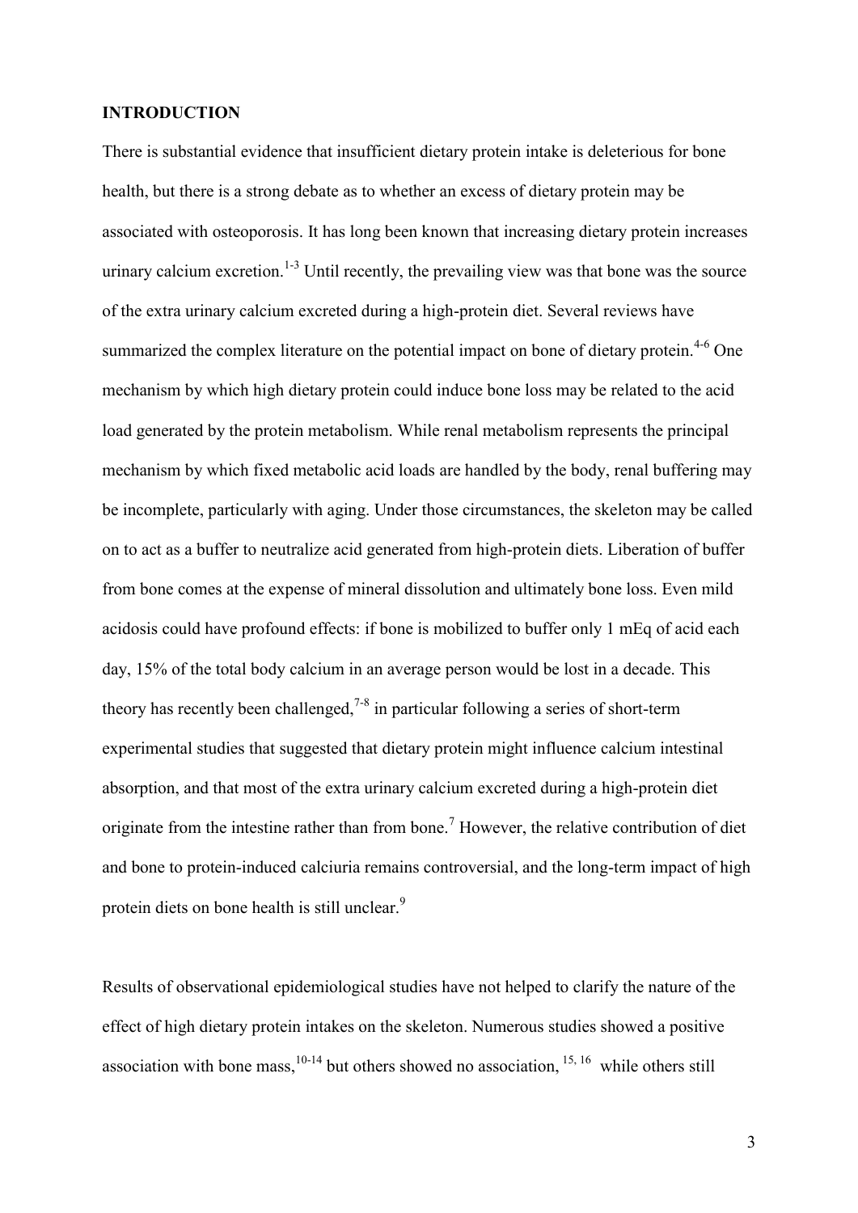## INTRODUCTION

There is substantial evidence that insufficient dietary protein intake is deleterious for bone health, but there is a strong debate as to whether an excess of dietary protein may be associated with osteoporosis. It has long been known that increasing dietary protein increases urinary calcium excretion.[1-3] Until recently, the prevailing view was that bone was the source of the extra urinary calcium excreted during a high-protein diet. Several reviews have summarized the complex literature on the potential impact on bone of dietary protein.[4-6] One mechanism by which high dietary protein could induce bone loss may be related to the acid load generated by the protein metabolism. While renal metabolism represents the principal mechanism by which fixed metabolic acid loads are handled by the body, renal buffering may be incomplete, particularly with aging. Under those circumstances, the skeleton may be called on to act as a buffer to neutralize acid generated from high-protein diets. Liberation of buffer from bone comes at the expense of mineral dissolution and ultimately bone loss. Even mild acidosis could have profound effects: if bone is mobilized to buffer only 1 mEq of acid each day, 15% of the total body calcium in an average person would be lost in a decade. This theory has recently been challenged,[7-8] in particular following a series of short-term experimental studies that suggested that dietary protein might influence calcium intestinal absorption, and that most of the extra urinary calcium excreted during a high-protein diet originate from the intestine rather than from bone.[7] However, the relative contribution of diet and bone to protein-induced calciuria remains controversial, and the long-term impact of high protein diets on bone health is still unclear.[9]

Results of observational epidemiological studies have not helped to clarify the nature of the effect of high dietary protein intakes on the skeleton. Numerous studies showed a positive association with bone mass,[10-14] but others showed no association,[15, 16] while others still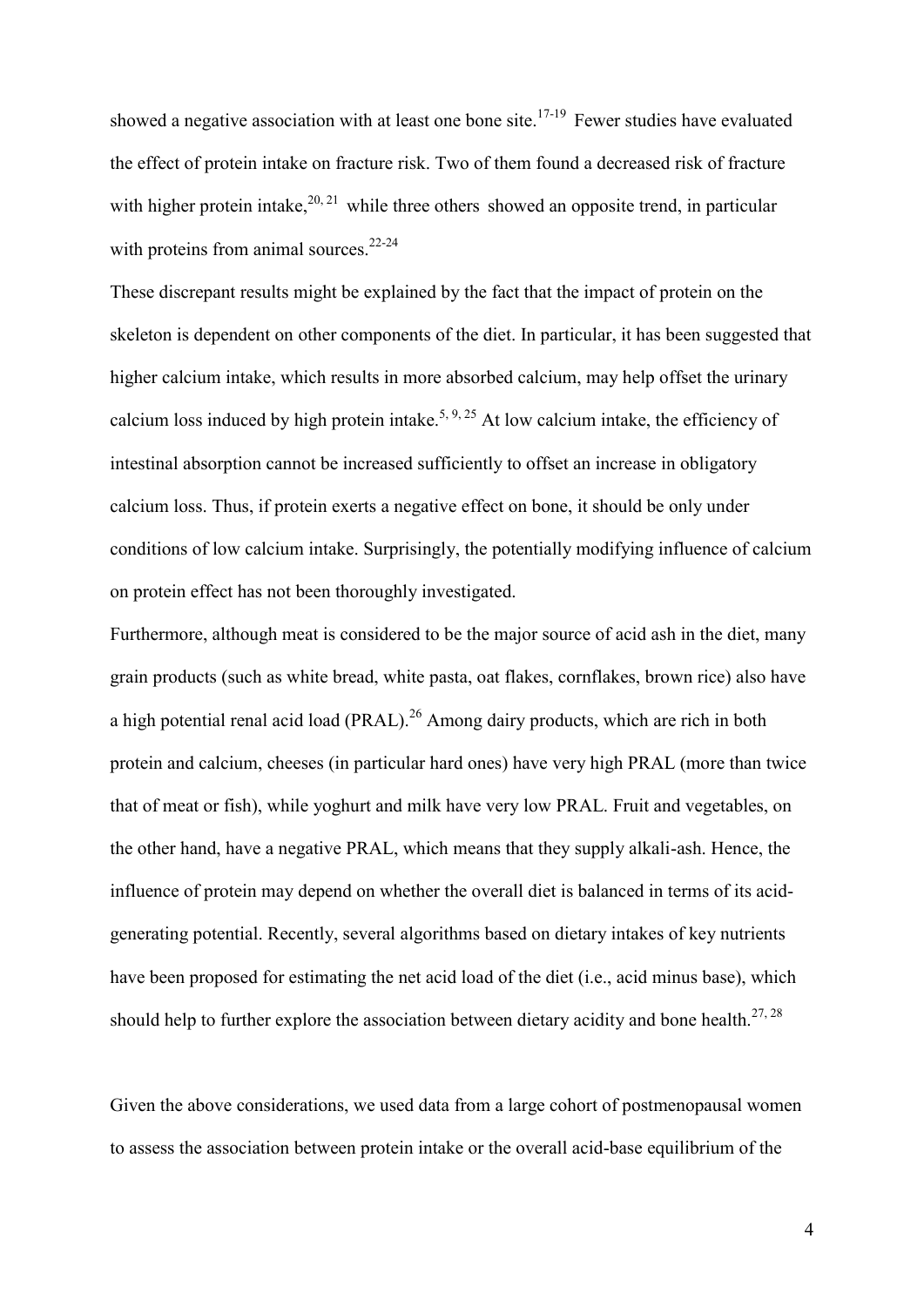showed a negative association with at least one bone site.[17-19] Fewer studies have evaluated the effect of protein intake on fracture risk. Two of them found a decreased risk of fracture with higher protein intake,[20, 21] while three others showed an opposite trend, in particular with proteins from animal sources.[22-24]

These discrepant results might be explained by the fact that the impact of protein on the skeleton is dependent on other components of the diet. In particular, it has been suggested that higher calcium intake, which results in more absorbed calcium, may help offset the urinary calcium loss induced by high protein intake.[5, 9, 25] At low calcium intake, the efficiency of intestinal absorption cannot be increased sufficiently to offset an increase in obligatory calcium loss. Thus, if protein exerts a negative effect on bone, it should be only under conditions of low calcium intake. Surprisingly, the potentially modifying influence of calcium on protein effect has not been thoroughly investigated.

Furthermore, although meat is considered to be the major source of acid ash in the diet, many grain products (such as white bread, white pasta, oat flakes, cornflakes, brown rice) also have a high potential renal acid load (PRAL).[26] Among dairy products, which are rich in both protein and calcium, cheeses (in particular hard ones) have very high PRAL (more than twice that of meat or fish), while yoghurt and milk have very low PRAL. Fruit and vegetables, on the other hand, have a negative PRAL, which means that they supply alkali-ash. Hence, the influence of protein may depend on whether the overall diet is balanced in terms of its acid-generating potential. Recently, several algorithms based on dietary intakes of key nutrients have been proposed for estimating the net acid load of the diet (i.e., acid minus base), which should help to further explore the association between dietary acidity and bone health.[27, 28]

Given the above considerations, we used data from a large cohort of postmenopausal women to assess the association between protein intake or the overall acid-base equilibrium of the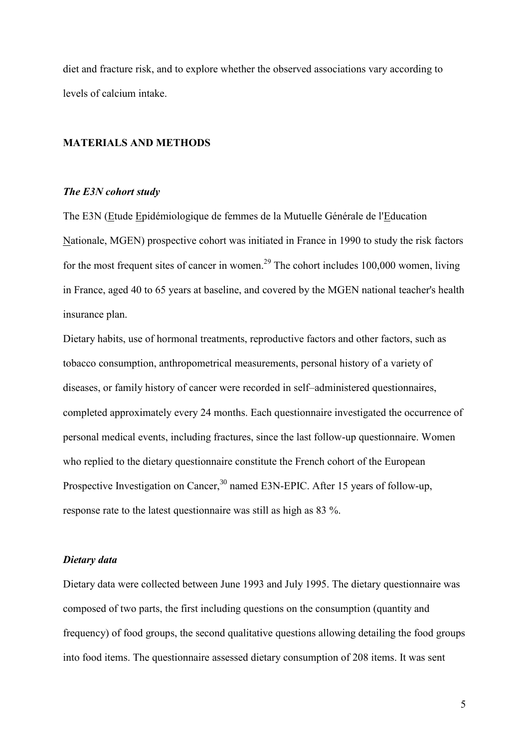diet and fracture risk, and to explore whether the observed associations vary according to levels of calcium intake.

## MATERIALS AND METHODS

### *The E3N cohort study*

The E3N (Etude Epidémiologique de femmes de la Mutuelle Générale de l'Education Nationale, MGEN) prospective cohort was initiated in France in 1990 to study the risk factors for the most frequent sites of cancer in women.[29] The cohort includes 100,000 women, living in France, aged 40 to 65 years at baseline, and covered by the MGEN national teacher's health insurance plan.

Dietary habits, use of hormonal treatments, reproductive factors and other factors, such as tobacco consumption, anthropometrical measurements, personal history of a variety of diseases, or family history of cancer were recorded in self–administered questionnaires, completed approximately every 24 months. Each questionnaire investigated the occurrence of personal medical events, including fractures, since the last follow-up questionnaire. Women who replied to the dietary questionnaire constitute the French cohort of the European Prospective Investigation on Cancer,[30] named E3N-EPIC. After 15 years of follow-up, response rate to the latest questionnaire was still as high as 83 %.

### *Dietary data*

Dietary data were collected between June 1993 and July 1995. The dietary questionnaire was composed of two parts, the first including questions on the consumption (quantity and frequency) of food groups, the second qualitative questions allowing detailing the food groups into food items. The questionnaire assessed dietary consumption of 208 items. It was sent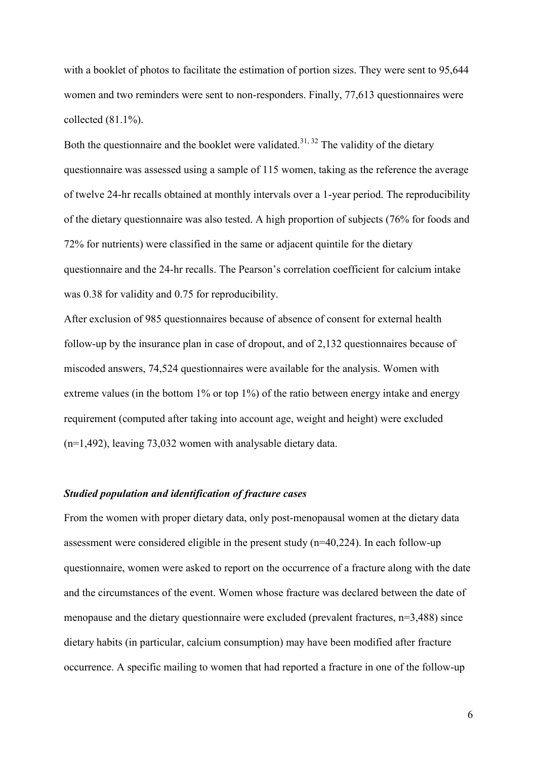with a booklet of photos to facilitate the estimation of portion sizes. They were sent to 95,644 women and two reminders were sent to non-responders. Finally, 77,613 questionnaires were collected (81.1%).

Both the questionnaire and the booklet were validated.[31, 32] The validity of the dietary questionnaire was assessed using a sample of 115 women, taking as the reference the average of twelve 24-hr recalls obtained at monthly intervals over a 1-year period. The reproducibility of the dietary questionnaire was also tested. A high proportion of subjects (76% for foods and 72% for nutrients) were classified in the same or adjacent quintile for the dietary questionnaire and the 24-hr recalls. The Pearson's correlation coefficient for calcium intake was 0.38 for validity and 0.75 for reproducibility.

After exclusion of 985 questionnaires because of absence of consent for external health follow-up by the insurance plan in case of dropout, and of 2,132 questionnaires because of miscoded answers, 74,524 questionnaires were available for the analysis. Women with extreme values (in the bottom 1% or top 1%) of the ratio between energy intake and energy requirement (computed after taking into account age, weight and height) were excluded (n=1,492), leaving 73,032 women with analysable dietary data.

### *Studied population and identification of fracture cases*

From the women with proper dietary data, only post-menopausal women at the dietary data assessment were considered eligible in the present study (n=40,224). In each follow-up questionnaire, women were asked to report on the occurrence of a fracture along with the date and the circumstances of the event. Women whose fracture was declared between the date of menopause and the dietary questionnaire were excluded (prevalent fractures, n=3,488) since dietary habits (in particular, calcium consumption) may have been modified after fracture occurrence. A specific mailing to women that had reported a fracture in one of the follow-up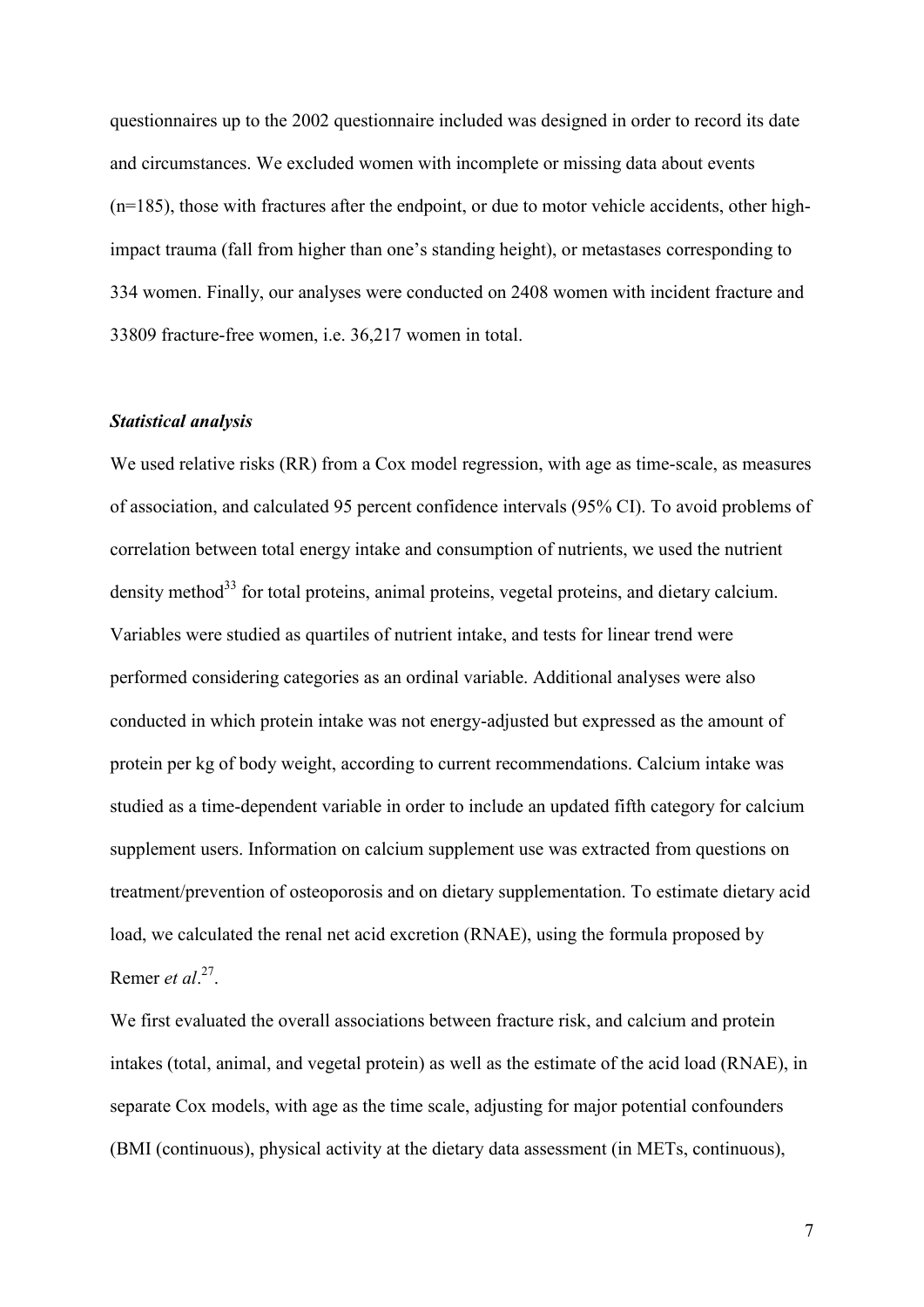questionnaires up to the 2002 questionnaire included was designed in order to record its date and circumstances. We excluded women with incomplete or missing data about events (n=185), those with fractures after the endpoint, or due to motor vehicle accidents, other high-impact trauma (fall from higher than one's standing height), or metastases corresponding to 334 women. Finally, our analyses were conducted on 2408 women with incident fracture and 33809 fracture-free women, i.e. 36,217 women in total.

### *Statistical analysis*

We used relative risks (RR) from a Cox model regression, with age as time-scale, as measures of association, and calculated 95 percent confidence intervals (95% CI). To avoid problems of correlation between total energy intake and consumption of nutrients, we used the nutrient density method[33] for total proteins, animal proteins, vegetal proteins, and dietary calcium. Variables were studied as quartiles of nutrient intake, and tests for linear trend were performed considering categories as an ordinal variable. Additional analyses were also conducted in which protein intake was not energy-adjusted but expressed as the amount of protein per kg of body weight, according to current recommendations. Calcium intake was studied as a time-dependent variable in order to include an updated fifth category for calcium supplement users. Information on calcium supplement use was extracted from questions on treatment/prevention of osteoporosis and on dietary supplementation. To estimate dietary acid load, we calculated the renal net acid excretion (RNAE), using the formula proposed by Remer *et al*.[27].

We first evaluated the overall associations between fracture risk, and calcium and protein intakes (total, animal, and vegetal protein) as well as the estimate of the acid load (RNAE), in separate Cox models, with age as the time scale, adjusting for major potential confounders (BMI (continuous), physical activity at the dietary data assessment (in METs, continuous),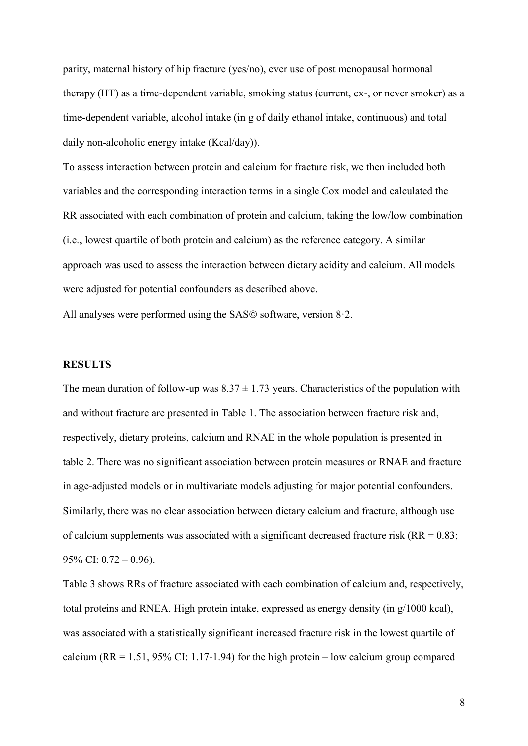parity, maternal history of hip fracture (yes/no), ever use of post menopausal hormonal therapy (HT) as a time-dependent variable, smoking status (current, ex-, or never smoker) as a time-dependent variable, alcohol intake (in g of daily ethanol intake, continuous) and total daily non-alcoholic energy intake (Kcal/day)).

To assess interaction between protein and calcium for fracture risk, we then included both variables and the corresponding interaction terms in a single Cox model and calculated the RR associated with each combination of protein and calcium, taking the low/low combination (i.e., lowest quartile of both protein and calcium) as the reference category. A similar approach was used to assess the interaction between dietary acidity and calcium. All models were adjusted for potential confounders as described above.

All analyses were performed using the SAS© software, version 8·2.

## RESULTS

The mean duration of follow-up was 8.37 ± 1.73 years. Characteristics of the population with and without fracture are presented in Table 1. The association between fracture risk and, respectively, dietary proteins, calcium and RNAE in the whole population is presented in table 2. There was no significant association between protein measures or RNAE and fracture in age-adjusted models or in multivariate models adjusting for major potential confounders. Similarly, there was no clear association between dietary calcium and fracture, although use of calcium supplements was associated with a significant decreased fracture risk (RR = 0.83; 95% CI: 0.72 – 0.96).

Table 3 shows RRs of fracture associated with each combination of calcium and, respectively, total proteins and RNEA. High protein intake, expressed as energy density (in g/1000 kcal), was associated with a statistically significant increased fracture risk in the lowest quartile of calcium (RR = 1.51, 95% CI: 1.17-1.94) for the high protein – low calcium group compared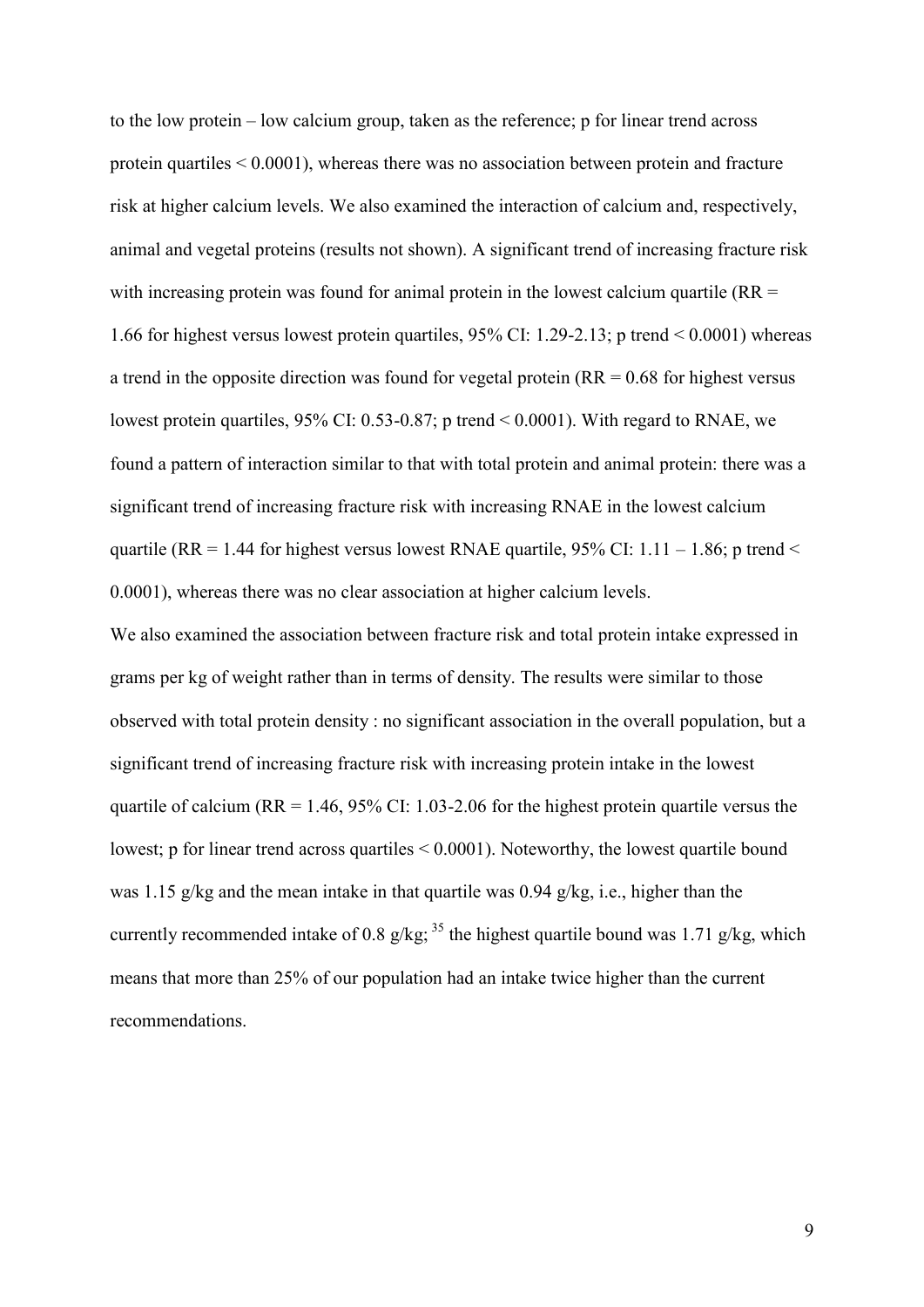to the low protein – low calcium group, taken as the reference; p for linear trend across protein quartiles $< 0.0001$), whereas there was no association between protein and fracture risk at higher calcium levels. We also examined the interaction of calcium and, respectively, animal and vegetal proteins (results not shown). A significant trend of increasing fracture risk with increasing protein was found for animal protein in the lowest calcium quartile (RR = 1.66 for highest versus lowest protein quartiles, 95% CI: 1.29-2.13; p trend $< 0.0001$) whereas a trend in the opposite direction was found for vegetal protein (RR = 0.68 for highest versus lowest protein quartiles, 95% CI: 0.53-0.87; p trend $< 0.0001$). With regard to RNAE, we found a pattern of interaction similar to that with total protein and animal protein: there was a significant trend of increasing fracture risk with increasing RNAE in the lowest calcium quartile (RR = 1.44 for highest versus lowest RNAE quartile, 95% CI: 1.11 – 1.86; p trend $<$ 0.0001), whereas there was no clear association at higher calcium levels.

We also examined the association between fracture risk and total protein intake expressed in grams per kg of weight rather than in terms of density. The results were similar to those observed with total protein density : no significant association in the overall population, but a significant trend of increasing fracture risk with increasing protein intake in the lowest quartile of calcium (RR = 1.46, 95% CI: 1.03-2.06 for the highest protein quartile versus the lowest; p for linear trend across quartiles $< 0.0001$). Noteworthy, the lowest quartile bound was 1.15 g/kg and the mean intake in that quartile was 0.94 g/kg, i.e., higher than the currently recommended intake of 0.8 g/kg; [35] the highest quartile bound was 1.71 g/kg, which means that more than 25% of our population had an intake twice higher than the current recommendations.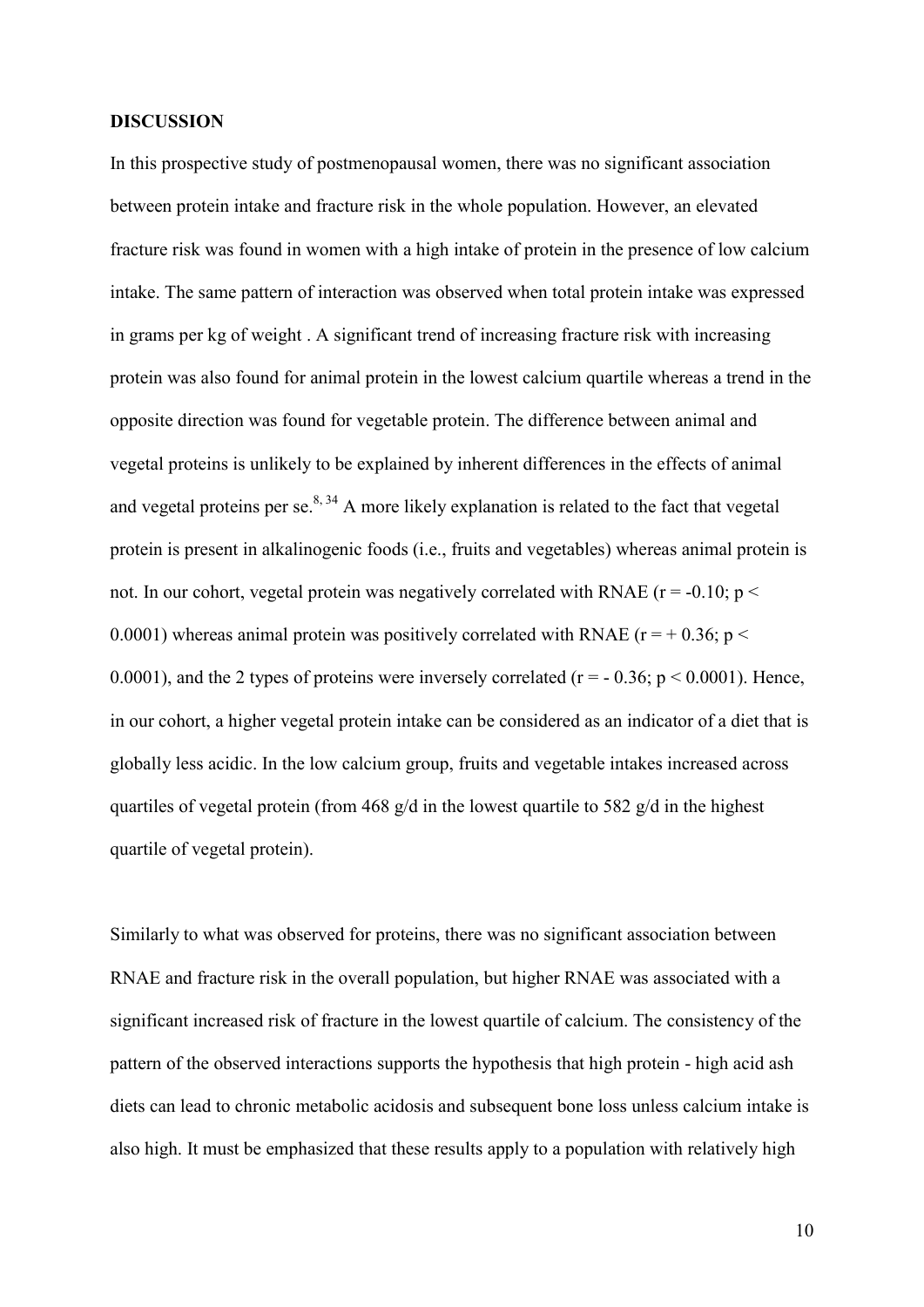**DISCUSSION**

In this prospective study of postmenopausal women, there was no significant association between protein intake and fracture risk in the whole population. However, an elevated fracture risk was found in women with a high intake of protein in the presence of low calcium intake. The same pattern of interaction was observed when total protein intake was expressed in grams per kg of weight . A significant trend of increasing fracture risk with increasing protein was also found for animal protein in the lowest calcium quartile whereas a trend in the opposite direction was found for vegetable protein. The difference between animal and vegetal proteins is unlikely to be explained by inherent differences in the effects of animal and vegetal proteins per se.[8, 34] A more likely explanation is related to the fact that vegetal protein is present in alkalinogenic foods (i.e., fruits and vegetables) whereas animal protein is not. In our cohort, vegetal protein was negatively correlated with RNAE ($r = -0.10$; $p < 0.0001$) whereas animal protein was positively correlated with RNAE ($r = + 0.36$; $p < 0.0001$), and the 2 types of proteins were inversely correlated ($r = - 0.36$; $p < 0.0001$). Hence, in our cohort, a higher vegetal protein intake can be considered as an indicator of a diet that is globally less acidic. In the low calcium group, fruits and vegetable intakes increased across quartiles of vegetal protein (from 468 g/d in the lowest quartile to 582 g/d in the highest quartile of vegetal protein).

Similarly to what was observed for proteins, there was no significant association between RNAE and fracture risk in the overall population, but higher RNAE was associated with a significant increased risk of fracture in the lowest quartile of calcium. The consistency of the pattern of the observed interactions supports the hypothesis that high protein - high acid ash diets can lead to chronic metabolic acidosis and subsequent bone loss unless calcium intake is also high. It must be emphasized that these results apply to a population with relatively high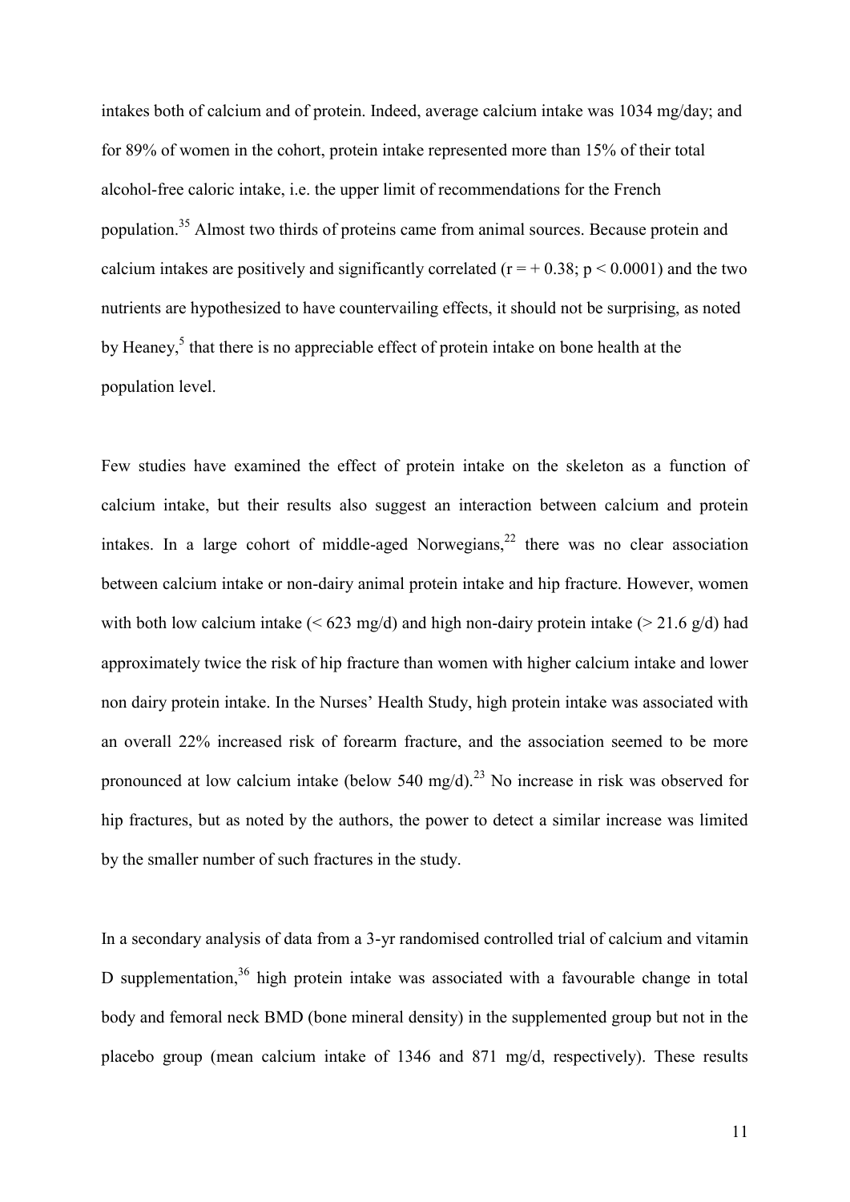intakes both of calcium and of protein. Indeed, average calcium intake was 1034 mg/day; and for 89% of women in the cohort, protein intake represented more than 15% of their total alcohol-free caloric intake, i.e. the upper limit of recommendations for the French population.[35] Almost two thirds of proteins came from animal sources. Because protein and calcium intakes are positively and significantly correlated ($r = + 0.38$; $p < 0.0001$) and the two nutrients are hypothesized to have countervailing effects, it should not be surprising, as noted by Heaney,[5] that there is no appreciable effect of protein intake on bone health at the population level.

Few studies have examined the effect of protein intake on the skeleton as a function of calcium intake, but their results also suggest an interaction between calcium and protein intakes. In a large cohort of middle-aged Norwegians,[22] there was no clear association between calcium intake or non-dairy animal protein intake and hip fracture. However, women with both low calcium intake (< 623 mg/d) and high non-dairy protein intake (> 21.6 g/d) had approximately twice the risk of hip fracture than women with higher calcium intake and lower non dairy protein intake. In the Nurses' Health Study, high protein intake was associated with an overall 22% increased risk of forearm fracture, and the association seemed to be more pronounced at low calcium intake (below 540 mg/d).[23] No increase in risk was observed for hip fractures, but as noted by the authors, the power to detect a similar increase was limited by the smaller number of such fractures in the study.

In a secondary analysis of data from a 3-yr randomised controlled trial of calcium and vitamin D supplementation,[36] high protein intake was associated with a favourable change in total body and femoral neck BMD (bone mineral density) in the supplemented group but not in the placebo group (mean calcium intake of 1346 and 871 mg/d, respectively). These results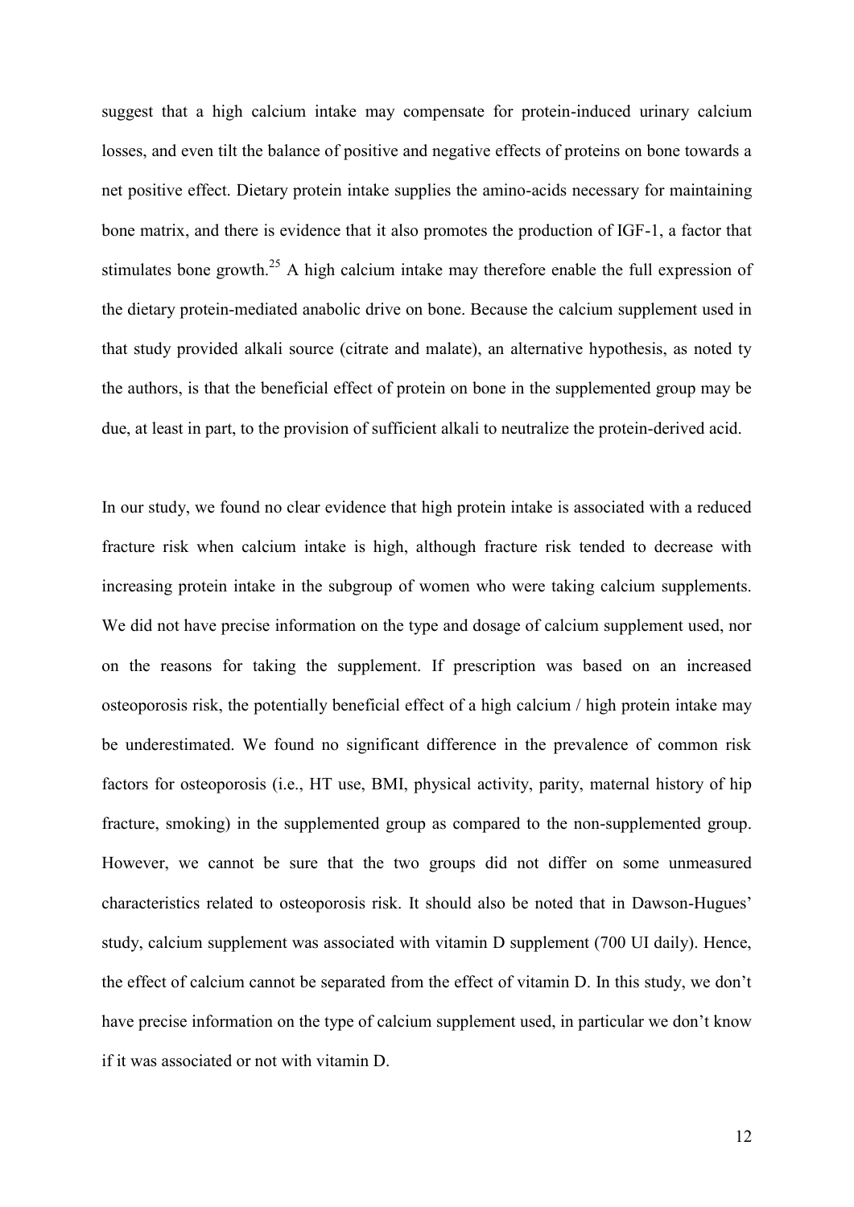suggest that a high calcium intake may compensate for protein-induced urinary calcium losses, and even tilt the balance of positive and negative effects of proteins on bone towards a net positive effect. Dietary protein intake supplies the amino-acids necessary for maintaining bone matrix, and there is evidence that it also promotes the production of IGF-1, a factor that stimulates bone growth.[25] A high calcium intake may therefore enable the full expression of the dietary protein-mediated anabolic drive on bone. Because the calcium supplement used in that study provided alkali source (citrate and malate), an alternative hypothesis, as noted ty the authors, is that the beneficial effect of protein on bone in the supplemented group may be due, at least in part, to the provision of sufficient alkali to neutralize the protein-derived acid.

In our study, we found no clear evidence that high protein intake is associated with a reduced fracture risk when calcium intake is high, although fracture risk tended to decrease with increasing protein intake in the subgroup of women who were taking calcium supplements. We did not have precise information on the type and dosage of calcium supplement used, nor on the reasons for taking the supplement. If prescription was based on an increased osteoporosis risk, the potentially beneficial effect of a high calcium / high protein intake may be underestimated. We found no significant difference in the prevalence of common risk factors for osteoporosis (i.e., HT use, BMI, physical activity, parity, maternal history of hip fracture, smoking) in the supplemented group as compared to the non-supplemented group. However, we cannot be sure that the two groups did not differ on some unmeasured characteristics related to osteoporosis risk. It should also be noted that in Dawson-Hugues' study, calcium supplement was associated with vitamin D supplement (700 UI daily). Hence, the effect of calcium cannot be separated from the effect of vitamin D. In this study, we don't have precise information on the type of calcium supplement used, in particular we don't know if it was associated or not with vitamin D.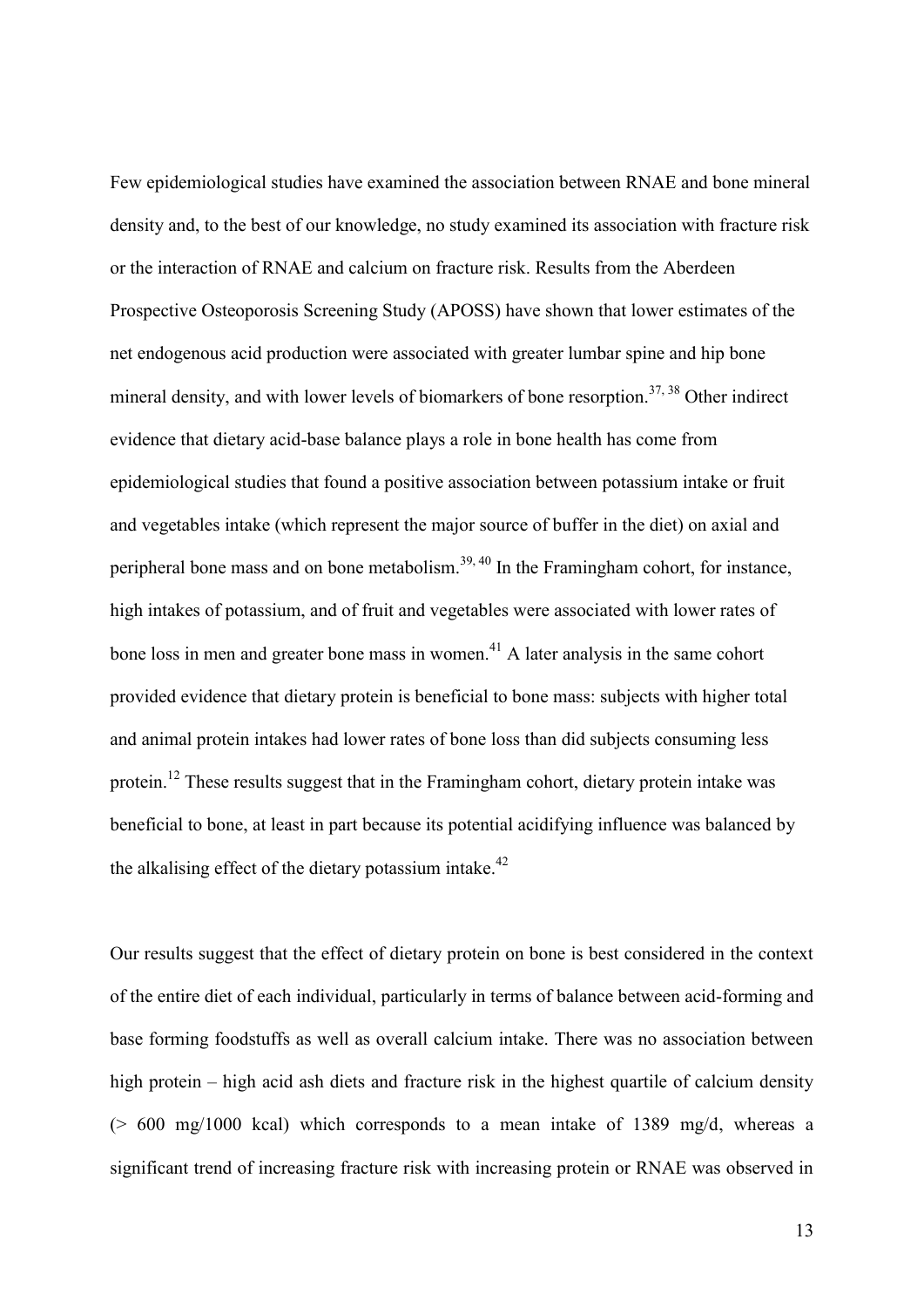Few epidemiological studies have examined the association between RNAE and bone mineral density and, to the best of our knowledge, no study examined its association with fracture risk or the interaction of RNAE and calcium on fracture risk. Results from the Aberdeen Prospective Osteoporosis Screening Study (APOSS) have shown that lower estimates of the net endogenous acid production were associated with greater lumbar spine and hip bone mineral density, and with lower levels of biomarkers of bone resorption.[37, 38] Other indirect evidence that dietary acid-base balance plays a role in bone health has come from epidemiological studies that found a positive association between potassium intake or fruit and vegetables intake (which represent the major source of buffer in the diet) on axial and peripheral bone mass and on bone metabolism.[39, 40] In the Framingham cohort, for instance, high intakes of potassium, and of fruit and vegetables were associated with lower rates of bone loss in men and greater bone mass in women.[41] A later analysis in the same cohort provided evidence that dietary protein is beneficial to bone mass: subjects with higher total and animal protein intakes had lower rates of bone loss than did subjects consuming less protein.[12] These results suggest that in the Framingham cohort, dietary protein intake was beneficial to bone, at least in part because its potential acidifying influence was balanced by the alkalising effect of the dietary potassium intake.[42]

Our results suggest that the effect of dietary protein on bone is best considered in the context of the entire diet of each individual, particularly in terms of balance between acid-forming and base forming foodstuffs as well as overall calcium intake. There was no association between high protein – high acid ash diets and fracture risk in the highest quartile of calcium density (> 600 mg/1000 kcal) which corresponds to a mean intake of 1389 mg/d, whereas a significant trend of increasing fracture risk with increasing protein or RNAE was observed in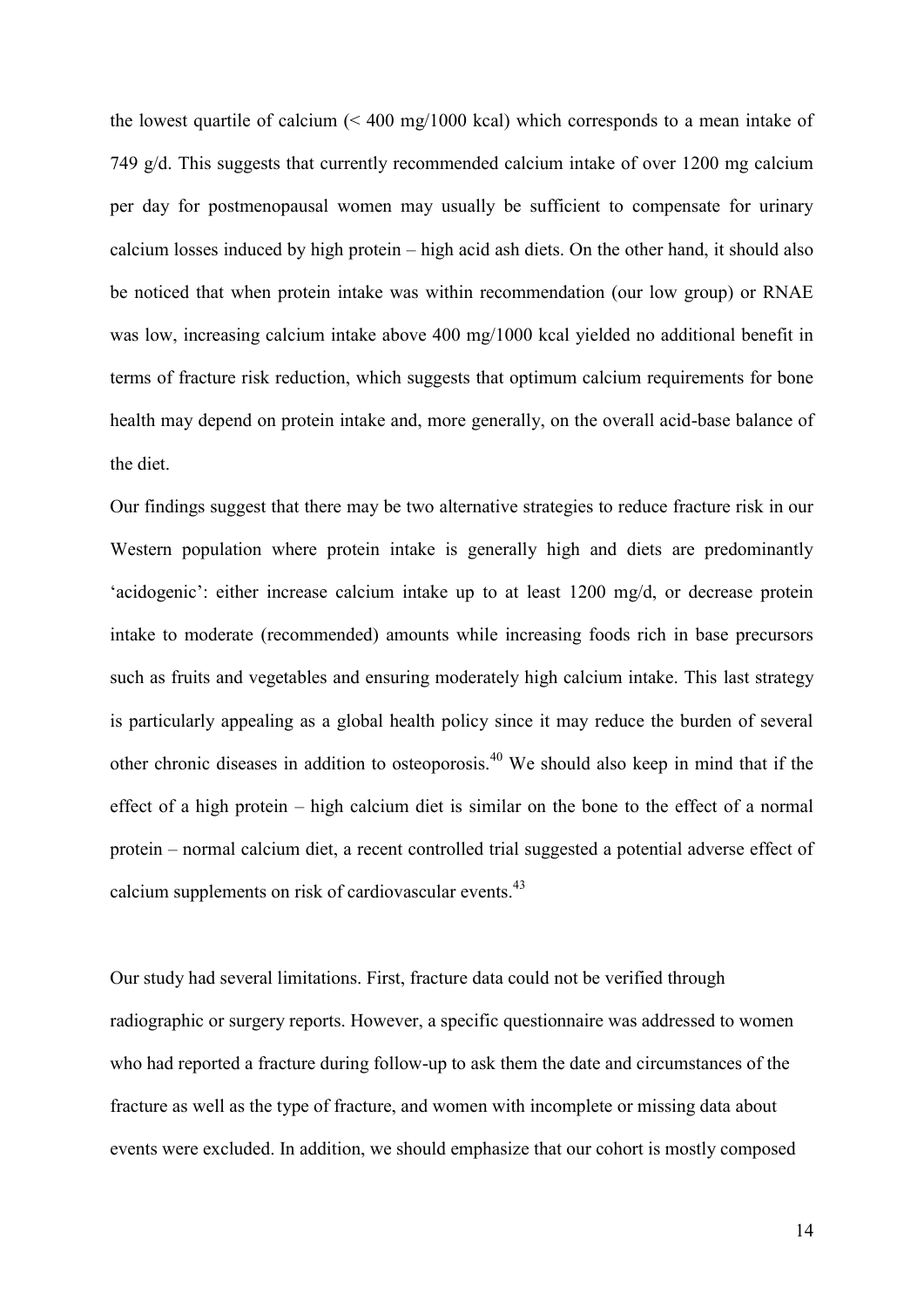the lowest quartile of calcium (< 400 mg/1000 kcal) which corresponds to a mean intake of 749 g/d. This suggests that currently recommended calcium intake of over 1200 mg calcium per day for postmenopausal women may usually be sufficient to compensate for urinary calcium losses induced by high protein – high acid ash diets. On the other hand, it should also be noticed that when protein intake was within recommendation (our low group) or RNAE was low, increasing calcium intake above 400 mg/1000 kcal yielded no additional benefit in terms of fracture risk reduction, which suggests that optimum calcium requirements for bone health may depend on protein intake and, more generally, on the overall acid-base balance of the diet.

Our findings suggest that there may be two alternative strategies to reduce fracture risk in our Western population where protein intake is generally high and diets are predominantly 'acidogenic': either increase calcium intake up to at least 1200 mg/d, or decrease protein intake to moderate (recommended) amounts while increasing foods rich in base precursors such as fruits and vegetables and ensuring moderately high calcium intake. This last strategy is particularly appealing as a global health policy since it may reduce the burden of several other chronic diseases in addition to osteoporosis.[40] We should also keep in mind that if the effect of a high protein – high calcium diet is similar on the bone to the effect of a normal protein – normal calcium diet, a recent controlled trial suggested a potential adverse effect of calcium supplements on risk of cardiovascular events.[43]

Our study had several limitations. First, fracture data could not be verified through radiographic or surgery reports. However, a specific questionnaire was addressed to women who had reported a fracture during follow-up to ask them the date and circumstances of the fracture as well as the type of fracture, and women with incomplete or missing data about events were excluded. In addition, we should emphasize that our cohort is mostly composed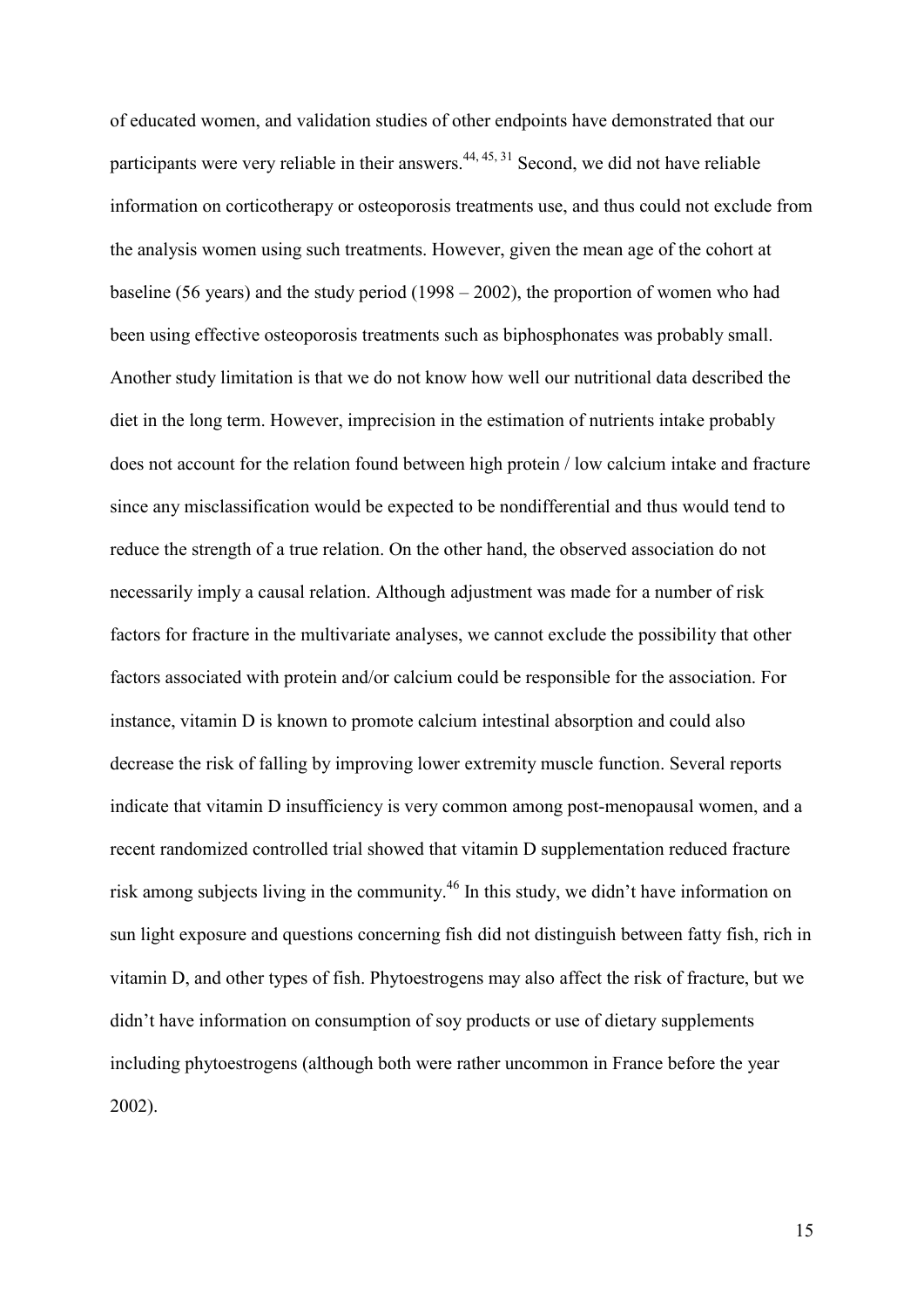of educated women, and validation studies of other endpoints have demonstrated that our participants were very reliable in their answers.[44, 45, 31] Second, we did not have reliable information on corticotherapy or osteoporosis treatments use, and thus could not exclude from the analysis women using such treatments. However, given the mean age of the cohort at baseline (56 years) and the study period (1998 – 2002), the proportion of women who had been using effective osteoporosis treatments such as biphosphonates was probably small. Another study limitation is that we do not know how well our nutritional data described the diet in the long term. However, imprecision in the estimation of nutrients intake probably does not account for the relation found between high protein / low calcium intake and fracture since any misclassification would be expected to be nondifferential and thus would tend to reduce the strength of a true relation. On the other hand, the observed association do not necessarily imply a causal relation. Although adjustment was made for a number of risk factors for fracture in the multivariate analyses, we cannot exclude the possibility that other factors associated with protein and/or calcium could be responsible for the association. For instance, vitamin D is known to promote calcium intestinal absorption and could also decrease the risk of falling by improving lower extremity muscle function. Several reports indicate that vitamin D insufficiency is very common among post-menopausal women, and a recent randomized controlled trial showed that vitamin D supplementation reduced fracture risk among subjects living in the community.[46] In this study, we didn't have information on sun light exposure and questions concerning fish did not distinguish between fatty fish, rich in vitamin D, and other types of fish. Phytoestrogens may also affect the risk of fracture, but we didn't have information on consumption of soy products or use of dietary supplements including phytoestrogens (although both were rather uncommon in France before the year 2002).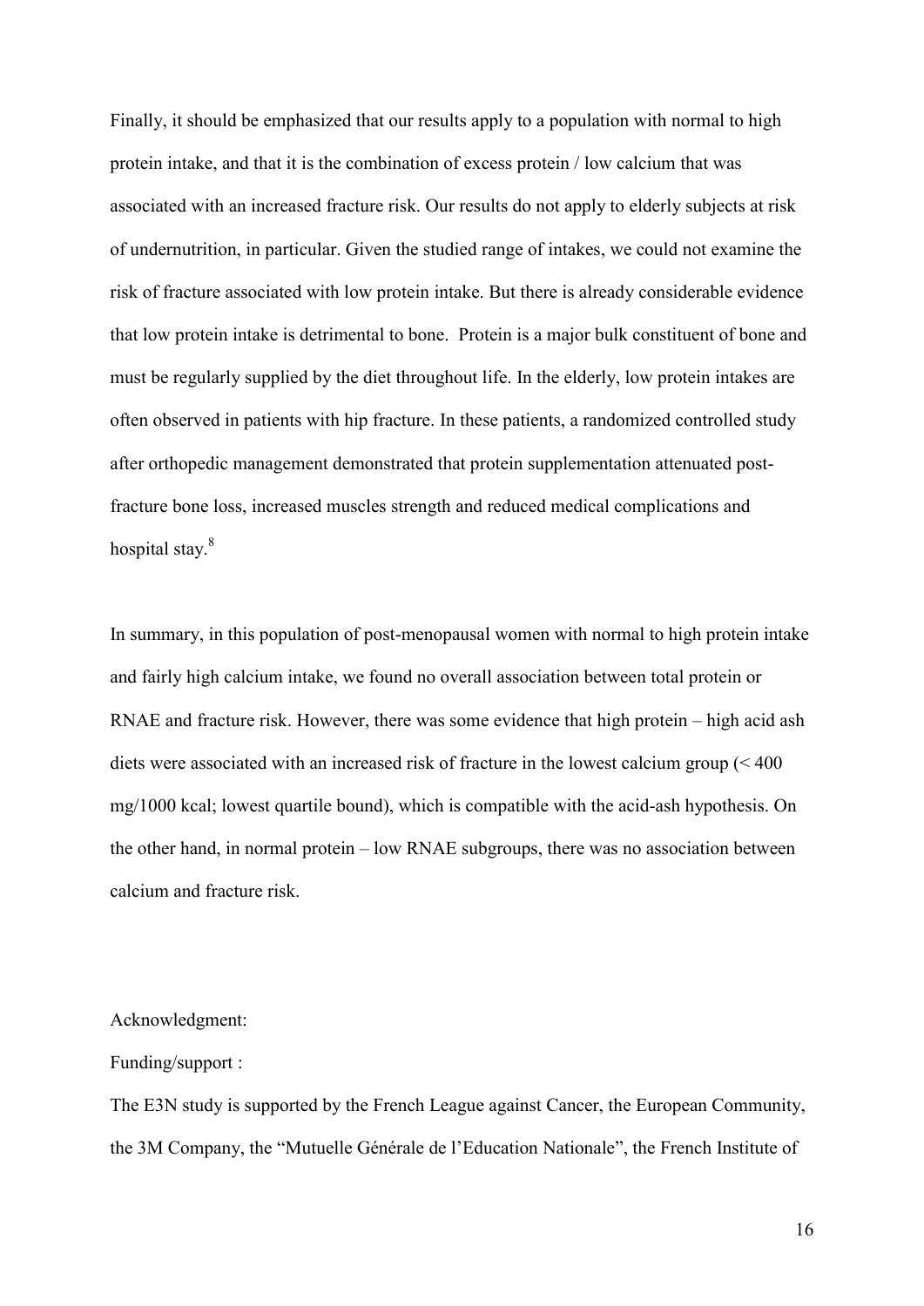Finally, it should be emphasized that our results apply to a population with normal to high protein intake, and that it is the combination of excess protein / low calcium that was associated with an increased fracture risk. Our results do not apply to elderly subjects at risk of undernutrition, in particular. Given the studied range of intakes, we could not examine the risk of fracture associated with low protein intake. But there is already considerable evidence that low protein intake is detrimental to bone. Protein is a major bulk constituent of bone and must be regularly supplied by the diet throughout life. In the elderly, low protein intakes are often observed in patients with hip fracture. In these patients, a randomized controlled study after orthopedic management demonstrated that protein supplementation attenuated post-fracture bone loss, increased muscles strength and reduced medical complications and hospital stay.[8]

In summary, in this population of post-menopausal women with normal to high protein intake and fairly high calcium intake, we found no overall association between total protein or RNAE and fracture risk. However, there was some evidence that high protein – high acid ash diets were associated with an increased risk of fracture in the lowest calcium group (< 400 mg/1000 kcal; lowest quartile bound), which is compatible with the acid-ash hypothesis. On the other hand, in normal protein – low RNAE subgroups, there was no association between calcium and fracture risk.

Acknowledgment:

Funding/support :

The E3N study is supported by the French League against Cancer, the European Community, the 3M Company, the "Mutuelle Générale de l'Education Nationale", the French Institute of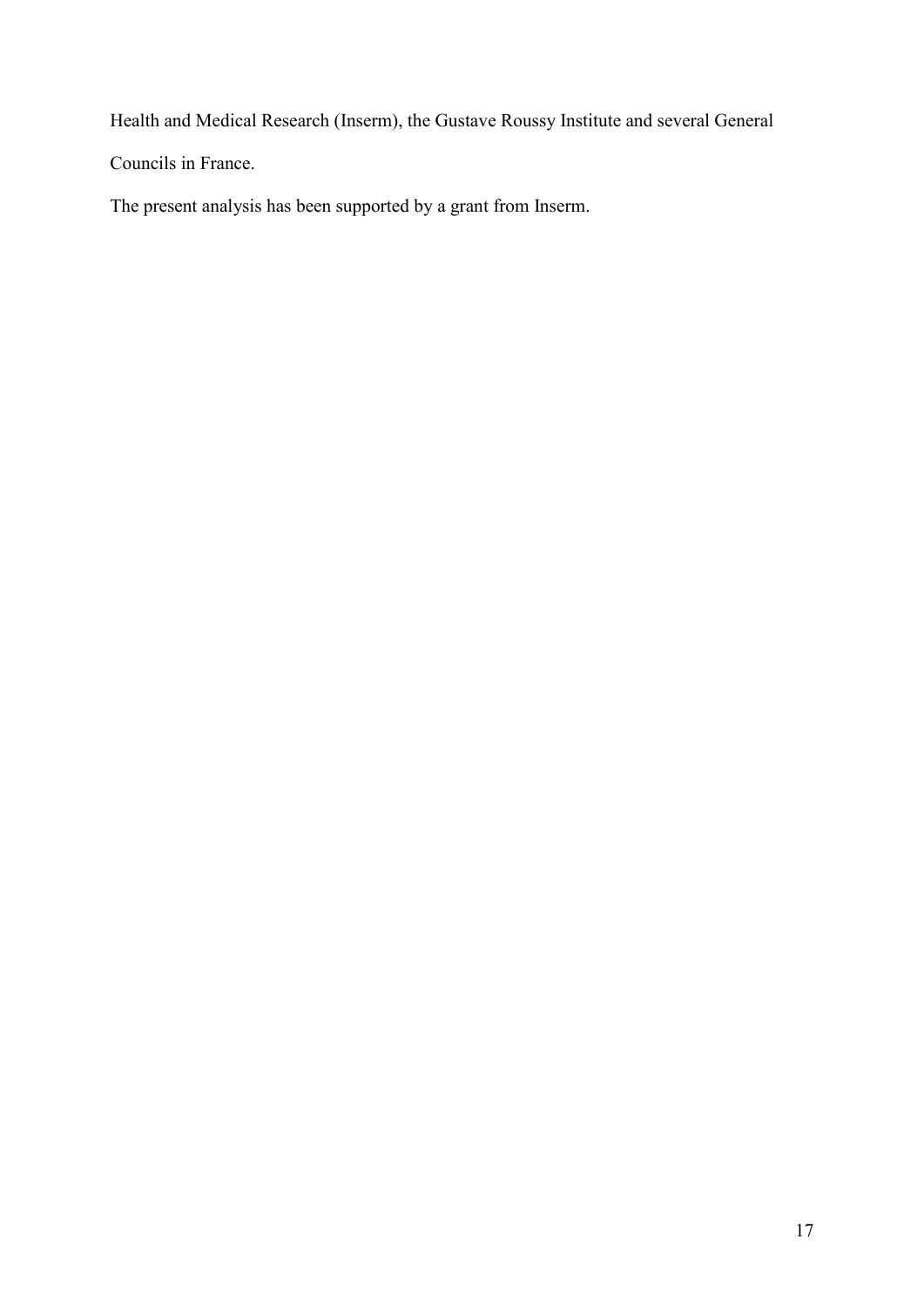Health and Medical Research (Inserm), the Gustave Roussy Institute and several General Councils in France.

The present analysis has been supported by a grant from Inserm.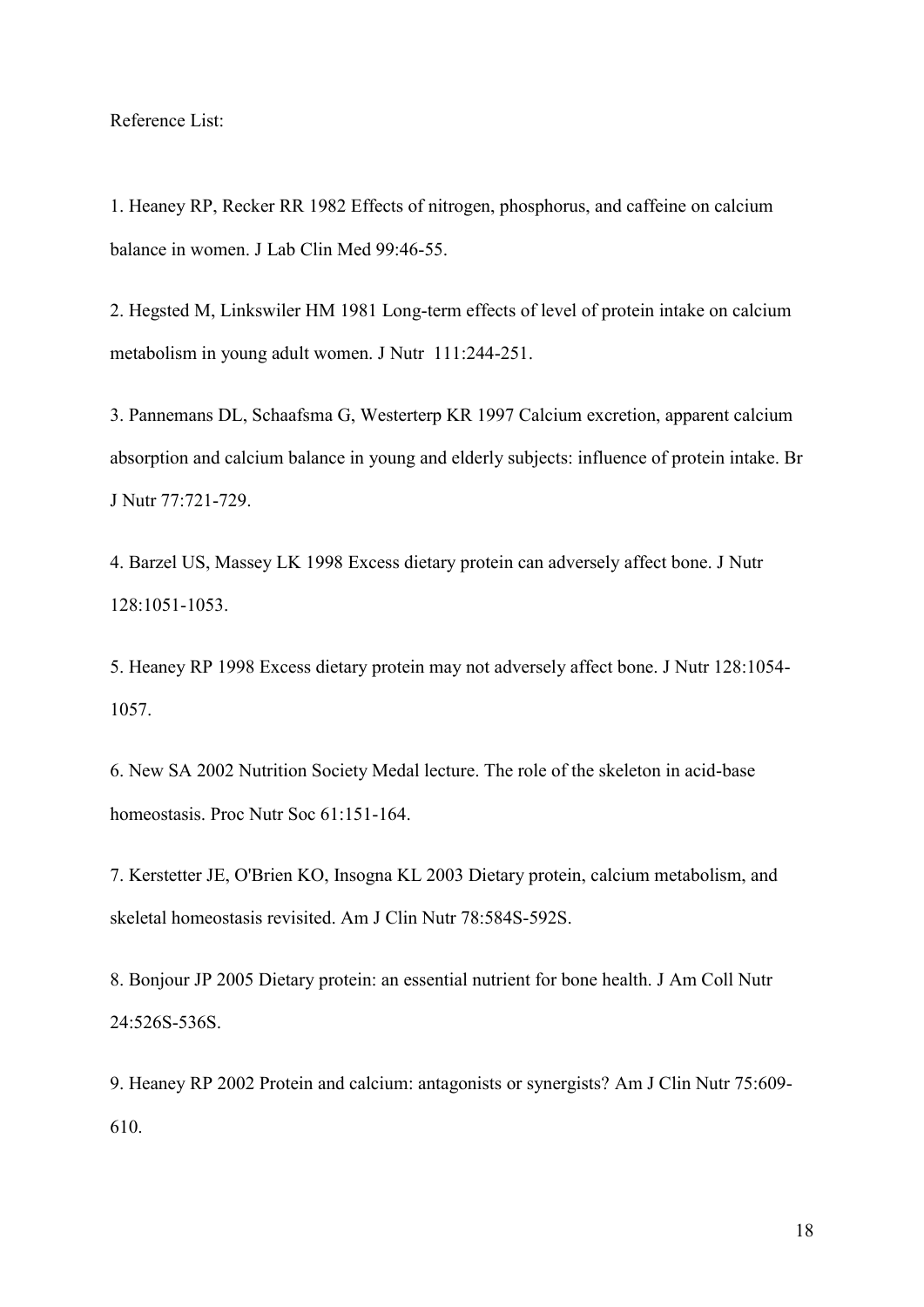Reference List:

1. Heaney RP, Recker RR 1982 Effects of nitrogen, phosphorus, and caffeine on calcium balance in women. J Lab Clin Med 99:46-55.

2. Hegsted M, Linkswiler HM 1981 Long-term effects of level of protein intake on calcium metabolism in young adult women. J Nutr 111:244-251.

3. Pannemans DL, Schaafsma G, Westerterp KR 1997 Calcium excretion, apparent calcium absorption and calcium balance in young and elderly subjects: influence of protein intake. Br J Nutr 77:721-729.

4. Barzel US, Massey LK 1998 Excess dietary protein can adversely affect bone. J Nutr 128:1051-1053.

5. Heaney RP 1998 Excess dietary protein may not adversely affect bone. J Nutr 128:1054-1057.

6. New SA 2002 Nutrition Society Medal lecture. The role of the skeleton in acid-base homeostasis. Proc Nutr Soc 61:151-164.

7. Kerstetter JE, O'Brien KO, Insogna KL 2003 Dietary protein, calcium metabolism, and skeletal homeostasis revisited. Am J Clin Nutr 78:584S-592S.

8. Bonjour JP 2005 Dietary protein: an essential nutrient for bone health. J Am Coll Nutr 24:526S-536S.

9. Heaney RP 2002 Protein and calcium: antagonists or synergists? Am J Clin Nutr 75:609-610.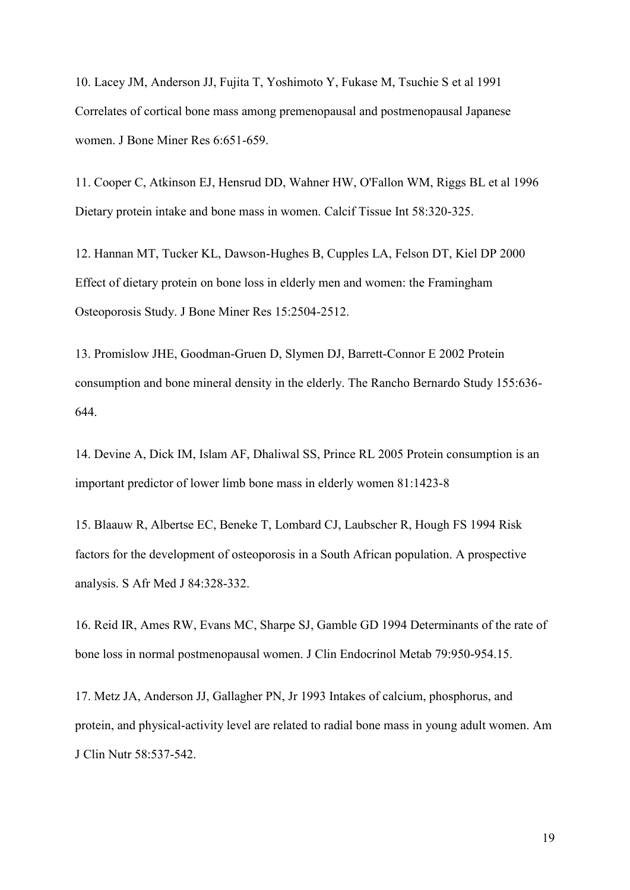10. Lacey JM, Anderson JJ, Fujita T, Yoshimoto Y, Fukase M, Tsuchie S et al 1991 Correlates of cortical bone mass among premenopausal and postmenopausal Japanese women. J Bone Miner Res 6:651-659.

11. Cooper C, Atkinson EJ, Hensrud DD, Wahner HW, O'Fallon WM, Riggs BL et al 1996 Dietary protein intake and bone mass in women. Calcif Tissue Int 58:320-325.

12. Hannan MT, Tucker KL, Dawson-Hughes B, Cupples LA, Felson DT, Kiel DP 2000 Effect of dietary protein on bone loss in elderly men and women: the Framingham Osteoporosis Study. J Bone Miner Res 15:2504-2512.

13. Promislow JHE, Goodman-Gruen D, Slymen DJ, Barrett-Connor E 2002 Protein consumption and bone mineral density in the elderly. The Rancho Bernardo Study 155:636-644.

14. Devine A, Dick IM, Islam AF, Dhaliwal SS, Prince RL 2005 Protein consumption is an important predictor of lower limb bone mass in elderly women 81:1423-8

15. Blaauw R, Albertse EC, Beneke T, Lombard CJ, Laubscher R, Hough FS 1994 Risk factors for the development of osteoporosis in a South African population. A prospective analysis. S Afr Med J 84:328-332.

16. Reid IR, Ames RW, Evans MC, Sharpe SJ, Gamble GD 1994 Determinants of the rate of bone loss in normal postmenopausal women. J Clin Endocrinol Metab 79:950-954.15.

17. Metz JA, Anderson JJ, Gallagher PN, Jr 1993 Intakes of calcium, phosphorus, and protein, and physical-activity level are related to radial bone mass in young adult women. Am J Clin Nutr 58:537-542.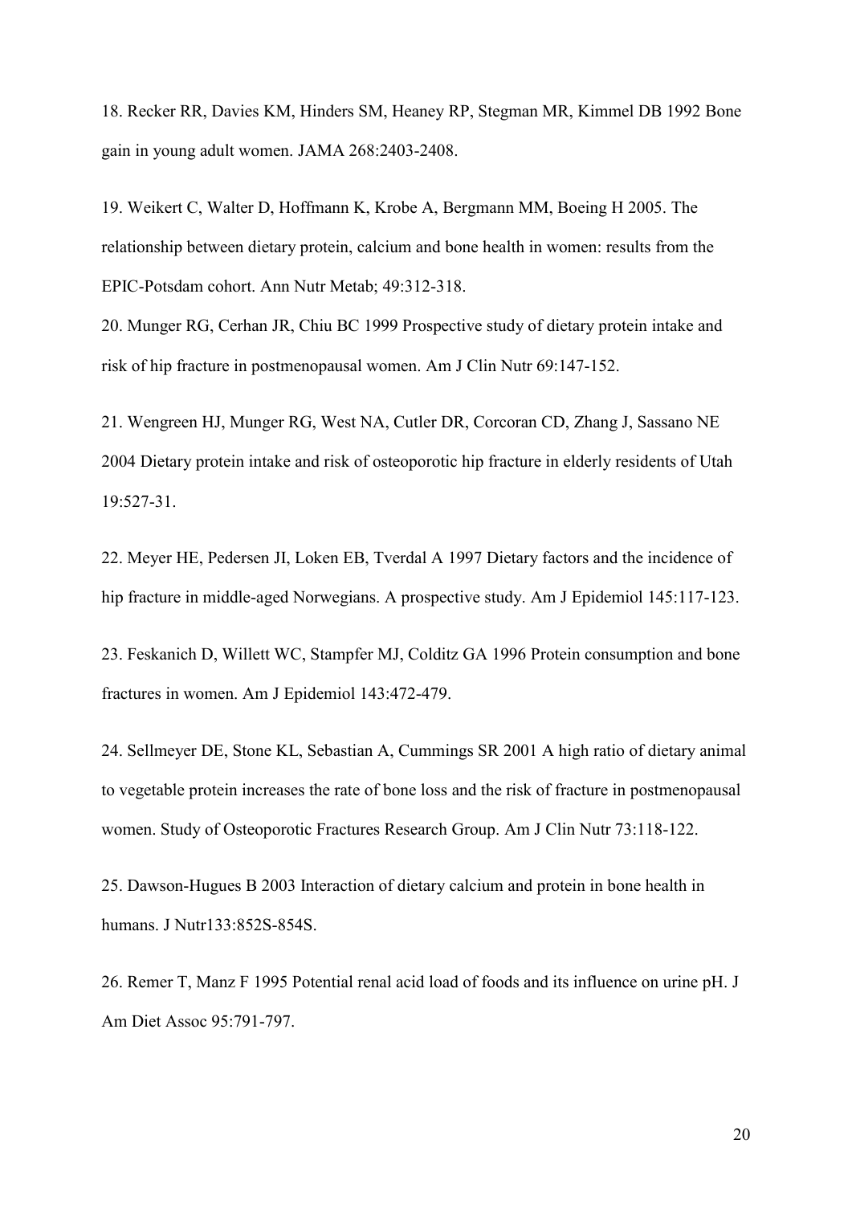18. Recker RR, Davies KM, Hinders SM, Heaney RP, Stegman MR, Kimmel DB 1992 Bone gain in young adult women. JAMA 268:2403-2408.

19. Weikert C, Walter D, Hoffmann K, Krobe A, Bergmann MM, Boeing H 2005. The relationship between dietary protein, calcium and bone health in women: results from the EPIC-Potsdam cohort. Ann Nutr Metab; 49:312-318.

20. Munger RG, Cerhan JR, Chiu BC 1999 Prospective study of dietary protein intake and risk of hip fracture in postmenopausal women. Am J Clin Nutr 69:147-152.

21. Wengreen HJ, Munger RG, West NA, Cutler DR, Corcoran CD, Zhang J, Sassano NE 2004 Dietary protein intake and risk of osteoporotic hip fracture in elderly residents of Utah 19:527-31.

22. Meyer HE, Pedersen JI, Loken EB, Tverdal A 1997 Dietary factors and the incidence of hip fracture in middle-aged Norwegians. A prospective study. Am J Epidemiol 145:117-123.

23. Feskanich D, Willett WC, Stampfer MJ, Colditz GA 1996 Protein consumption and bone fractures in women. Am J Epidemiol 143:472-479.

24. Sellmeyer DE, Stone KL, Sebastian A, Cummings SR 2001 A high ratio of dietary animal to vegetable protein increases the rate of bone loss and the risk of fracture in postmenopausal women. Study of Osteoporotic Fractures Research Group. Am J Clin Nutr 73:118-122.

25. Dawson-Hugues B 2003 Interaction of dietary calcium and protein in bone health in humans. J Nutr133:852S-854S.

26. Remer T, Manz F 1995 Potential renal acid load of foods and its influence on urine pH. J Am Diet Assoc 95:791-797.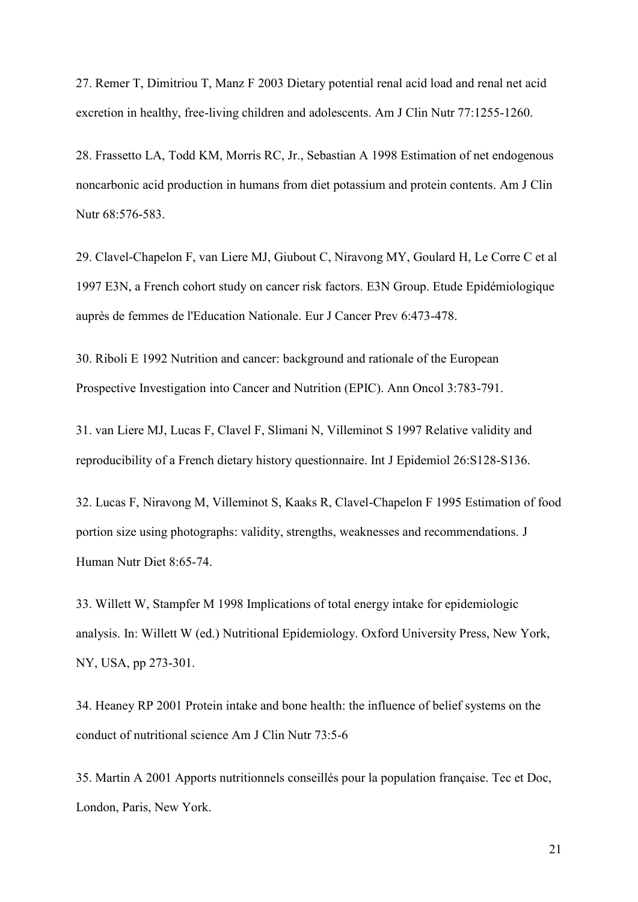27. Remer T, Dimitriou T, Manz F 2003 Dietary potential renal acid load and renal net acid excretion in healthy, free-living children and adolescents. Am J Clin Nutr 77:1255-1260.

28. Frassetto LA, Todd KM, Morris RC, Jr., Sebastian A 1998 Estimation of net endogenous noncarbonic acid production in humans from diet potassium and protein contents. Am J Clin Nutr 68:576-583.

29. Clavel-Chapelon F, van Liere MJ, Giubout C, Niravong MY, Goulard H, Le Corre C et al 1997 E3N, a French cohort study on cancer risk factors. E3N Group. Etude Epidémiologique auprès de femmes de l'Education Nationale. Eur J Cancer Prev 6:473-478.

30. Riboli E 1992 Nutrition and cancer: background and rationale of the European Prospective Investigation into Cancer and Nutrition (EPIC). Ann Oncol 3:783-791.

31. van Liere MJ, Lucas F, Clavel F, Slimani N, Villeminot S 1997 Relative validity and reproducibility of a French dietary history questionnaire. Int J Epidemiol 26:S128-S136.

32. Lucas F, Niravong M, Villeminot S, Kaaks R, Clavel-Chapelon F 1995 Estimation of food portion size using photographs: validity, strengths, weaknesses and recommendations. J Human Nutr Diet 8:65-74.

33. Willett W, Stampfer M 1998 Implications of total energy intake for epidemiologic analysis. In: Willett W (ed.) Nutritional Epidemiology. Oxford University Press, New York, NY, USA, pp 273-301.

34. Heaney RP 2001 Protein intake and bone health: the influence of belief systems on the conduct of nutritional science Am J Clin Nutr 73:5-6

35. Martin A 2001 Apports nutritionnels conseillés pour la population française. Tec et Doc, London, Paris, New York.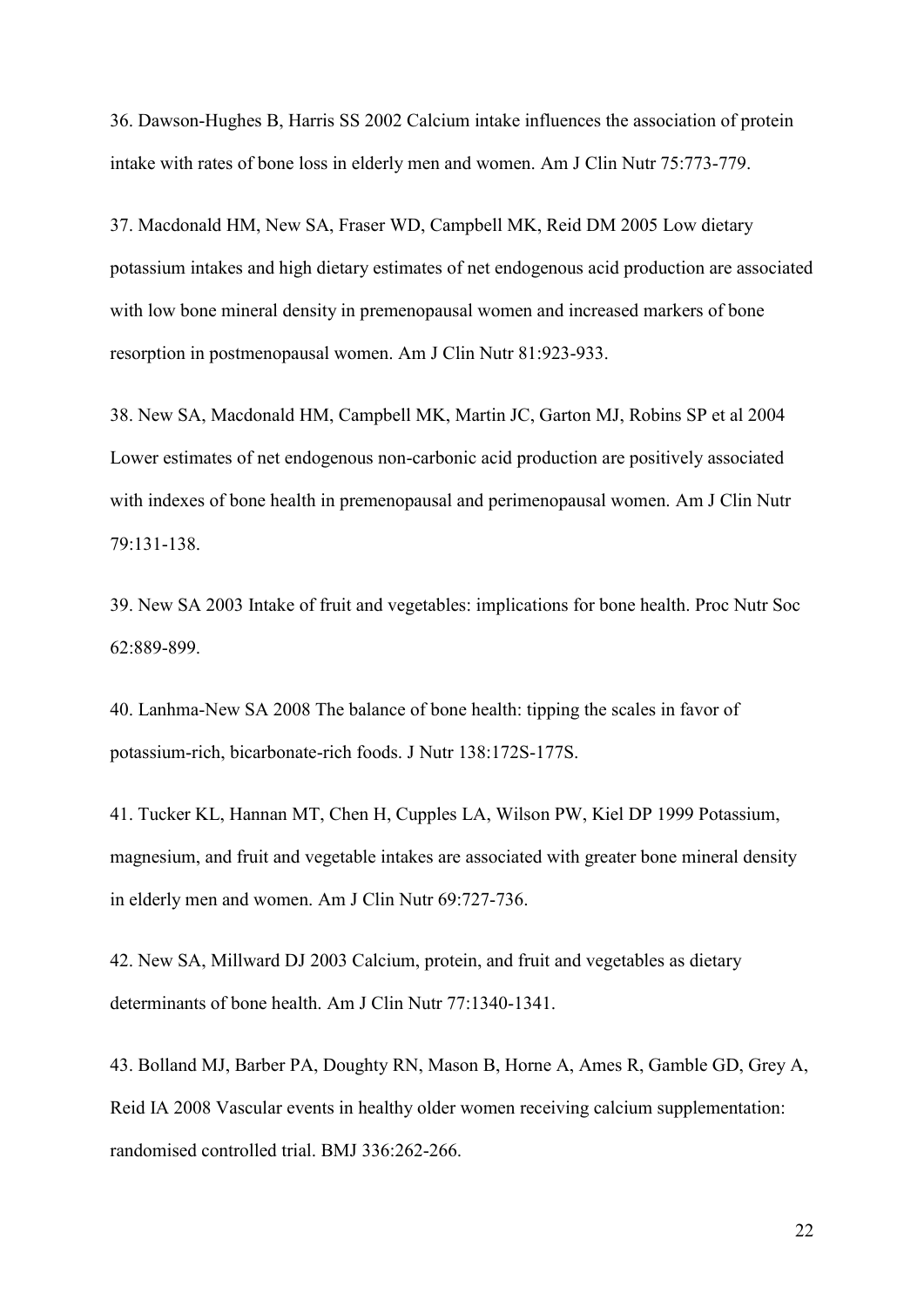36. Dawson-Hughes B, Harris SS 2002 Calcium intake influences the association of protein intake with rates of bone loss in elderly men and women. Am J Clin Nutr 75:773-779.

37. Macdonald HM, New SA, Fraser WD, Campbell MK, Reid DM 2005 Low dietary potassium intakes and high dietary estimates of net endogenous acid production are associated with low bone mineral density in premenopausal women and increased markers of bone resorption in postmenopausal women. Am J Clin Nutr 81:923-933.

38. New SA, Macdonald HM, Campbell MK, Martin JC, Garton MJ, Robins SP et al 2004 Lower estimates of net endogenous non-carbonic acid production are positively associated with indexes of bone health in premenopausal and perimenopausal women. Am J Clin Nutr 79:131-138.

39. New SA 2003 Intake of fruit and vegetables: implications for bone health. Proc Nutr Soc 62:889-899.

40. Lanhma-New SA 2008 The balance of bone health: tipping the scales in favor of potassium-rich, bicarbonate-rich foods. J Nutr 138:172S-177S.

41. Tucker KL, Hannan MT, Chen H, Cupples LA, Wilson PW, Kiel DP 1999 Potassium, magnesium, and fruit and vegetable intakes are associated with greater bone mineral density in elderly men and women. Am J Clin Nutr 69:727-736.

42. New SA, Millward DJ 2003 Calcium, protein, and fruit and vegetables as dietary determinants of bone health. Am J Clin Nutr 77:1340-1341.

43. Bolland MJ, Barber PA, Doughty RN, Mason B, Horne A, Ames R, Gamble GD, Grey A, Reid IA 2008 Vascular events in healthy older women receiving calcium supplementation: randomised controlled trial. BMJ 336:262-266.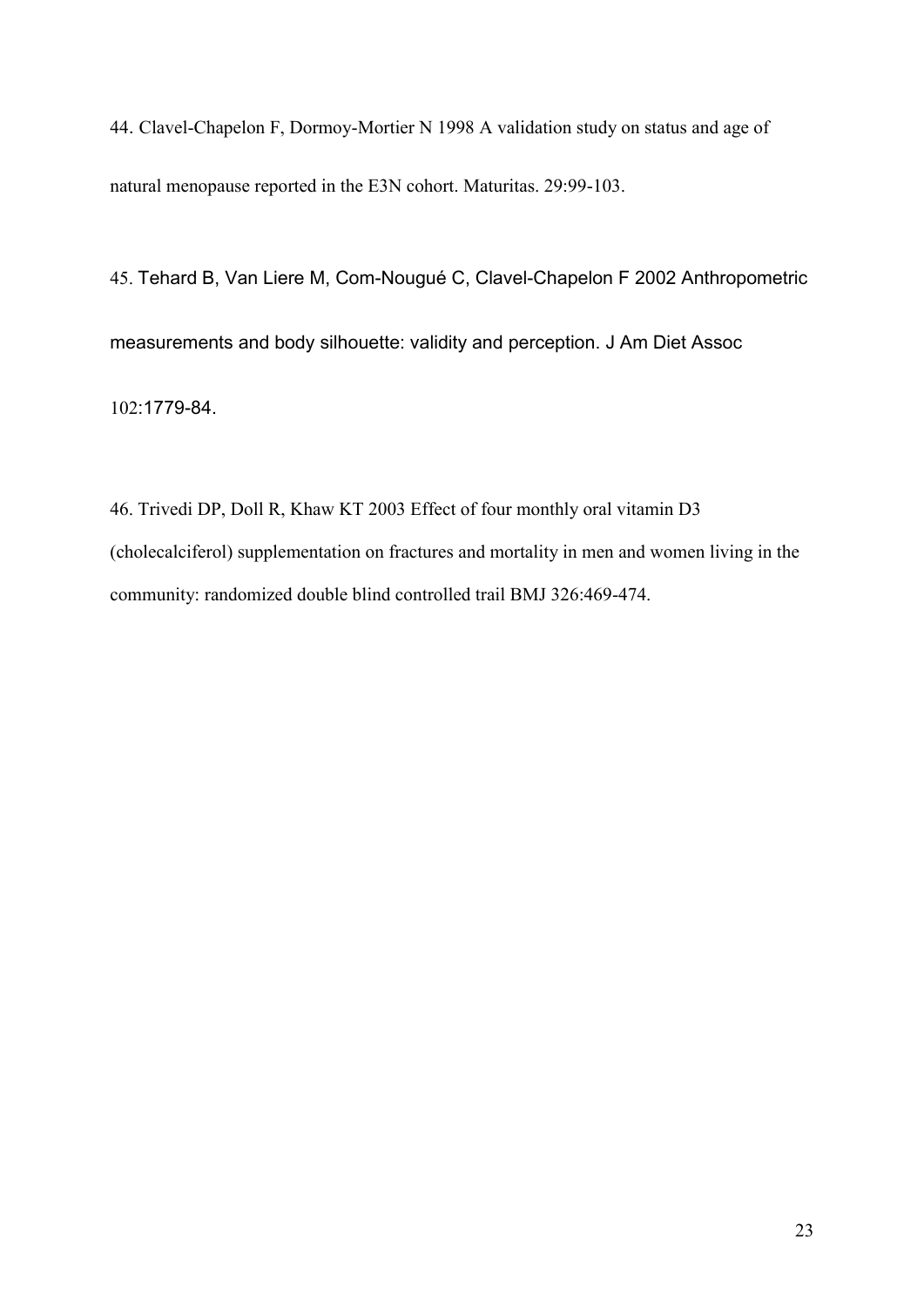44. Clavel-Chapelon F, Dormoy-Mortier N 1998 A validation study on status and age of natural menopause reported in the E3N cohort. Maturitas. 29:99-103.

45. Tehard B, Van Liere M, Com-Nougué C, Clavel-Chapelon F 2002 Anthropometric measurements and body silhouette: validity and perception. J Am Diet Assoc 102:1779-84.

46. Trivedi DP, Doll R, Khaw KT 2003 Effect of four monthly oral vitamin D3 (cholecalciferol) supplementation on fractures and mortality in men and women living in the community: randomized double blind controlled trail BMJ 326:469-474.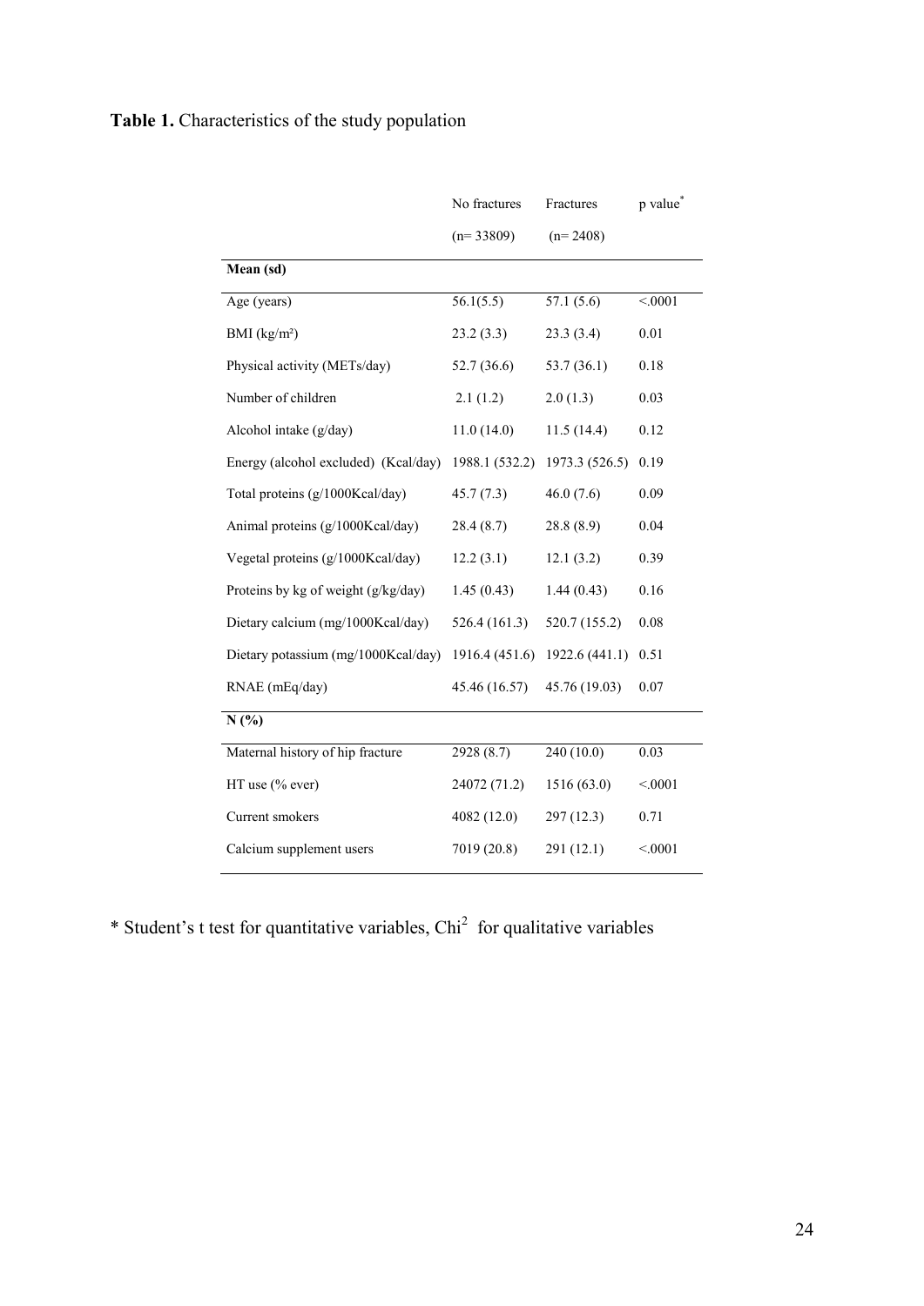**Table 1.** Characteristics of the study population

| | No fractures (n= 33809) | Fractures (n= 2408) | p value* |
|---|---|---|---|
| **Mean (sd)** | | | |
| Age (years) | 56.1(5.5) | 57.1 (5.6) | <.0001 |
| BMI (kg/m²) | 23.2 (3.3) | 23.3 (3.4) | 0.01 |
| Physical activity (METs/day) | 52.7 (36.6) | 53.7 (36.1) | 0.18 |
| Number of children | 2.1 (1.2) | 2.0 (1.3) | 0.03 |
| Alcohol intake (g/day) | 11.0 (14.0) | 11.5 (14.4) | 0.12 |
| Energy (alcohol excluded) (Kcal/day) | 1988.1 (532.2) | 1973.3 (526.5) | 0.19 |
| Total proteins (g/1000Kcal/day) | 45.7 (7.3) | 46.0 (7.6) | 0.09 |
| Animal proteins (g/1000Kcal/day) | 28.4 (8.7) | 28.8 (8.9) | 0.04 |
| Vegetal proteins (g/1000Kcal/day) | 12.2 (3.1) | 12.1 (3.2) | 0.39 |
| Proteins by kg of weight (g/kg/day) | 1.45 (0.43) | 1.44 (0.43) | 0.16 |
| Dietary calcium (mg/1000Kcal/day) | 526.4 (161.3) | 520.7 (155.2) | 0.08 |
| Dietary potassium (mg/1000Kcal/day) | 1916.4 (451.6) | 1922.6 (441.1) | 0.51 |
| RNAE (mEq/day) | 45.46 (16.57) | 45.76 (19.03) | 0.07 |
| **N (%)** | | | |
| Maternal history of hip fracture | 2928 (8.7) | 240 (10.0) | 0.03 |
| HT use (% ever) | 24072 (71.2) | 1516 (63.0) | <.0001 |
| Current smokers | 4082 (12.0) | 297 (12.3) | 0.71 |
| Calcium supplement users | 7019 (20.8) | 291 (12.1) | <.0001 |

* Student's t test for quantitative variables, $Chi^2$ for qualitative variables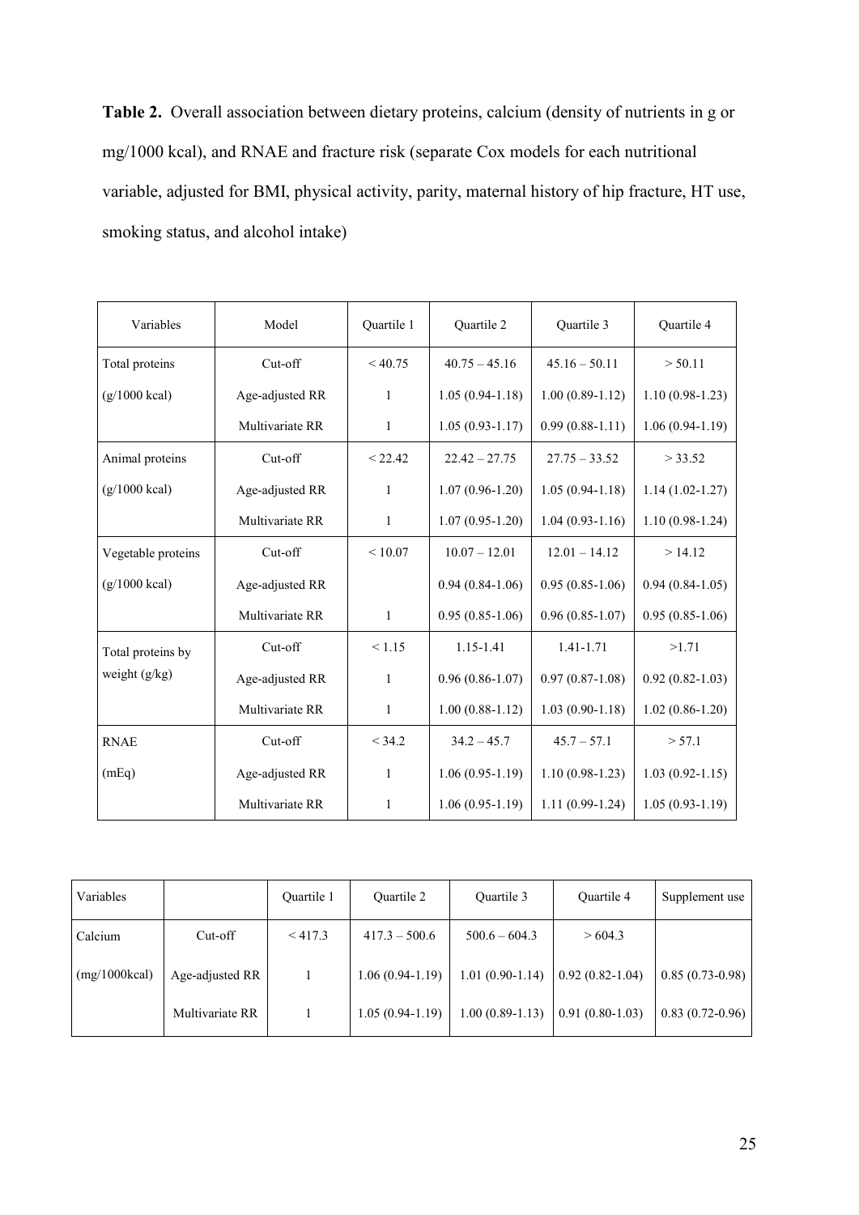**Table 2.** Overall association between dietary proteins, calcium (density of nutrients in g or mg/1000 kcal), and RNAE and fracture risk (separate Cox models for each nutritional variable, adjusted for BMI, physical activity, parity, maternal history of hip fracture, HT use, smoking status, and alcohol intake)

| Variables | Model | Quartile 1 | Quartile 2 | Quartile 3 | Quartile 4 |
|---|---|---|---|---|---|
| Total proteins (g/1000 kcal) | Cut-off | < 40.75 | 40.75 – 45.16 | 45.16 – 50.11 | > 50.11 |
| | Age-adjusted RR | 1 | 1.05 (0.94-1.18) | 1.00 (0.89-1.12) | 1.10 (0.98-1.23) |
| | Multivariate RR | 1 | 1.05 (0.93-1.17) | 0.99 (0.88-1.11) | 1.06 (0.94-1.19) |
| Animal proteins (g/1000 kcal) | Cut-off | < 22.42 | 22.42 – 27.75 | 27.75 – 33.52 | > 33.52 |
| | Age-adjusted RR | 1 | 1.07 (0.96-1.20) | 1.05 (0.94-1.18) | 1.14 (1.02-1.27) |
| | Multivariate RR | 1 | 1.07 (0.95-1.20) | 1.04 (0.93-1.16) | 1.10 (0.98-1.24) |
| Vegetable proteins (g/1000 kcal) | Cut-off | < 10.07 | 10.07 – 12.01 | 12.01 – 14.12 | > 14.12 |
| | Age-adjusted RR | | 0.94 (0.84-1.06) | 0.95 (0.85-1.06) | 0.94 (0.84-1.05) |
| | Multivariate RR | 1 | 0.95 (0.85-1.06) | 0.96 (0.85-1.07) | 0.95 (0.85-1.06) |
| Total proteins by weight (g/kg) | Cut-off | < 1.15 | 1.15-1.41 | 1.41-1.71 | >1.71 |
| | Age-adjusted RR | 1 | 0.96 (0.86-1.07) | 0.97 (0.87-1.08) | 0.92 (0.82-1.03) |
| | Multivariate RR | 1 | 1.00 (0.88-1.12) | 1.03 (0.90-1.18) | 1.02 (0.86-1.20) |
| RNAE (mEq) | Cut-off | < 34.2 | 34.2 – 45.7 | 45.7 – 57.1 | > 57.1 |
| | Age-adjusted RR | 1 | 1.06 (0.95-1.19) | 1.10 (0.98-1.23) | 1.03 (0.92-1.15) |
| | Multivariate RR | 1 | 1.06 (0.95-1.19) | 1.11 (0.99-1.24) | 1.05 (0.93-1.19) |

| Variables | | Quartile 1 | Quartile 2 | Quartile 3 | Quartile 4 | Supplement use |
|---|---|---|---|---|---|---|
| Calcium (mg/1000kcal) | Cut-off | < 417.3 | 417.3 – 500.6 | 500.6 – 604.3 | > 604.3 | |
| | Age-adjusted RR | 1 | 1.06 (0.94-1.19) | 1.01 (0.90-1.14) | 0.92 (0.82-1.04) | 0.85 (0.73-0.98) |
| | Multivariate RR | 1 | 1.05 (0.94-1.19) | 1.00 (0.89-1.13) | 0.91 (0.80-1.03) | 0.83 (0.72-0.96) |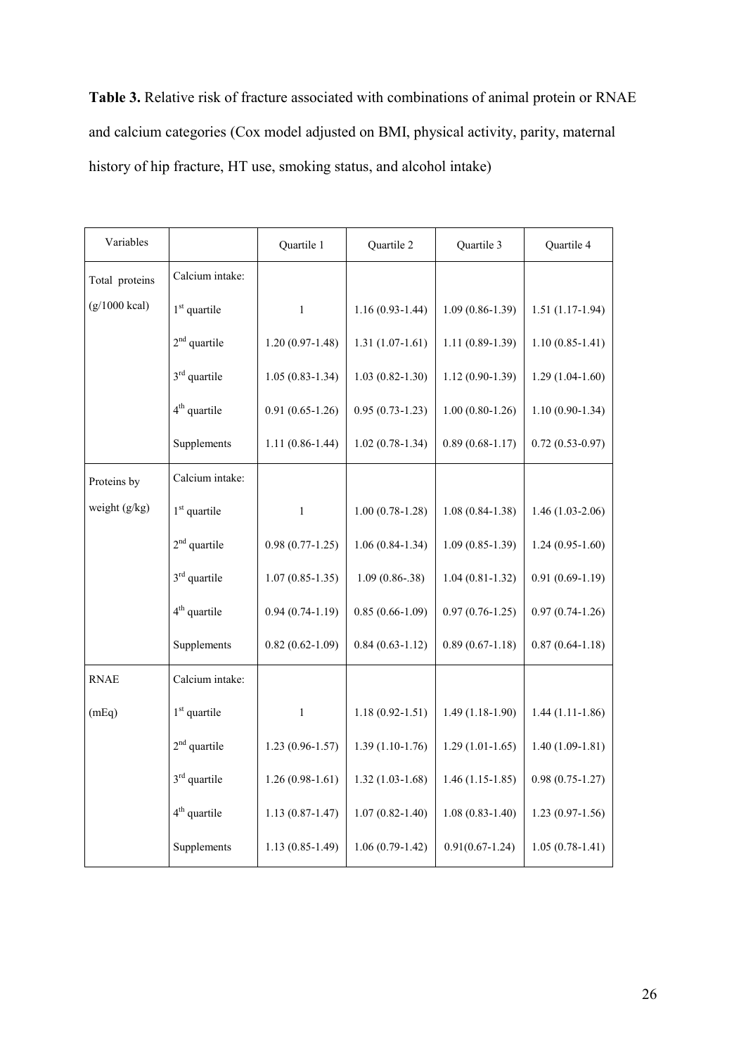**Table 3.** Relative risk of fracture associated with combinations of animal protein or RNAE and calcium categories (Cox model adjusted on BMI, physical activity, parity, maternal history of hip fracture, HT use, smoking status, and alcohol intake)

| Variables | | Quartile 1 | Quartile 2 | Quartile 3 | Quartile 4 |
|---|---|---|---|---|---|
| Total proteins (g/1000 kcal) | Calcium intake: | | | | |
| | 1st quartile | 1 | 1.16 (0.93-1.44) | 1.09 (0.86-1.39) | 1.51 (1.17-1.94) |
| | 2nd quartile | 1.20 (0.97-1.48) | 1.31 (1.07-1.61) | 1.11 (0.89-1.39) | 1.10 (0.85-1.41) |
| | 3rd quartile | 1.05 (0.83-1.34) | 1.03 (0.82-1.30) | 1.12 (0.90-1.39) | 1.29 (1.04-1.60) |
| | 4th quartile | 0.91 (0.65-1.26) | 0.95 (0.73-1.23) | 1.00 (0.80-1.26) | 1.10 (0.90-1.34) |
| | Supplements | 1.11 (0.86-1.44) | 1.02 (0.78-1.34) | 0.89 (0.68-1.17) | 0.72 (0.53-0.97) |
| Proteins by weight (g/kg) | Calcium intake: | | | | |
| | 1st quartile | 1 | 1.00 (0.78-1.28) | 1.08 (0.84-1.38) | 1.46 (1.03-2.06) |
| | 2nd quartile | 0.98 (0.77-1.25) | 1.06 (0.84-1.34) | 1.09 (0.85-1.39) | 1.24 (0.95-1.60) |
| | 3rd quartile | 1.07 (0.85-1.35) | 1.09 (0.86-.38) | 1.04 (0.81-1.32) | 0.91 (0.69-1.19) |
| | 4th quartile | 0.94 (0.74-1.19) | 0.85 (0.66-1.09) | 0.97 (0.76-1.25) | 0.97 (0.74-1.26) |
| | Supplements | 0.82 (0.62-1.09) | 0.84 (0.63-1.12) | 0.89 (0.67-1.18) | 0.87 (0.64-1.18) |
| RNAE (mEq) | Calcium intake: | | | | |
| | 1st quartile | 1 | 1.18 (0.92-1.51) | 1.49 (1.18-1.90) | 1.44 (1.11-1.86) |
| | 2nd quartile | 1.23 (0.96-1.57) | 1.39 (1.10-1.76) | 1.29 (1.01-1.65) | 1.40 (1.09-1.81) |
| | 3rd quartile | 1.26 (0.98-1.61) | 1.32 (1.03-1.68) | 1.46 (1.15-1.85) | 0.98 (0.75-1.27) |
| | 4th quartile | 1.13 (0.87-1.47) | 1.07 (0.82-1.40) | 1.08 (0.83-1.40) | 1.23 (0.97-1.56) |
| | Supplements | 1.13 (0.85-1.49) | 1.06 (0.79-1.42) | 0.91(0.67-1.24) | 1.05 (0.78-1.41) |